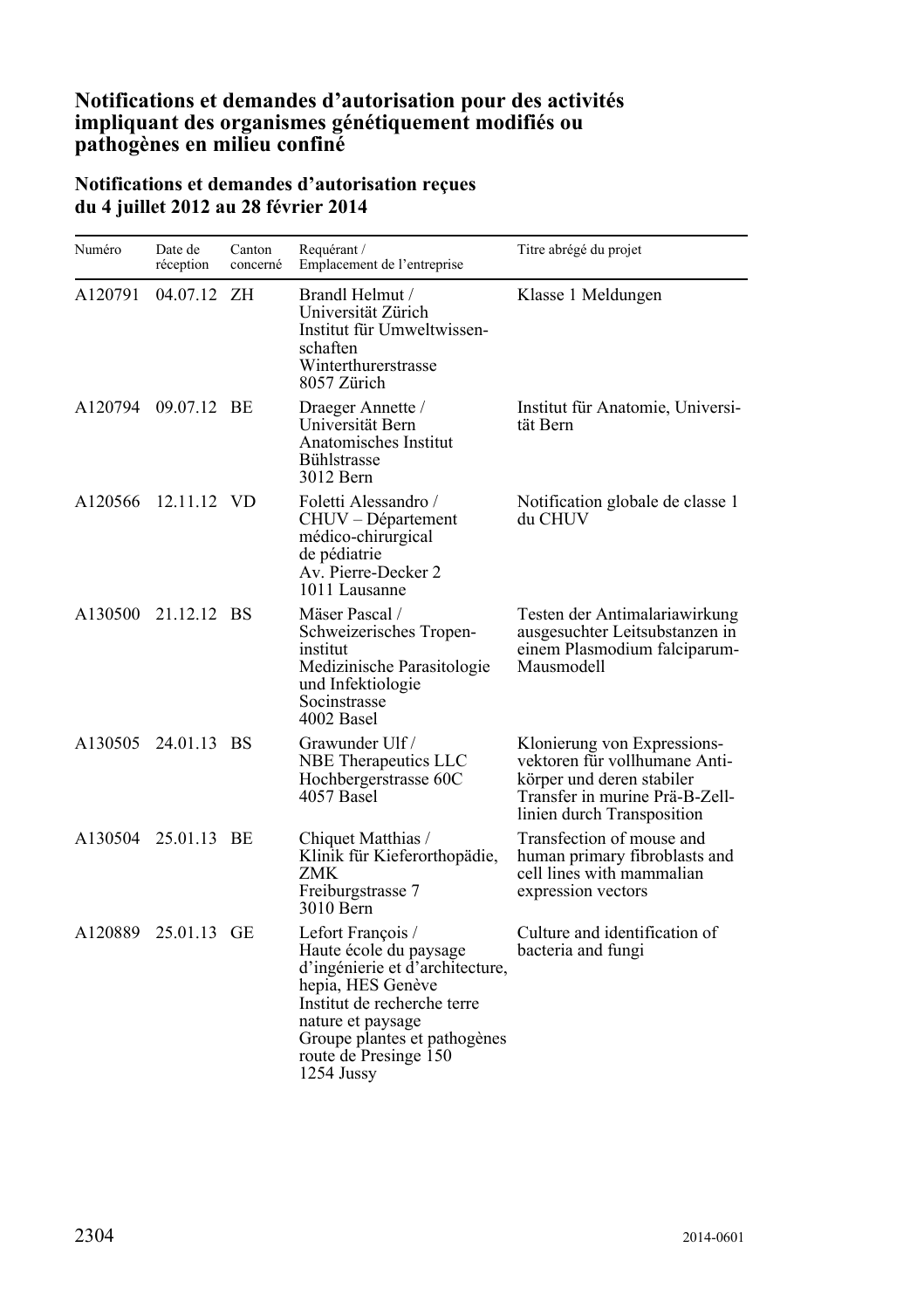## Notifications et demandes d'autorisation pour des activités impliquant des organismes génétiquement modifiés ou pathogènes en milieu confiné

### Notifications et demandes d'autorisation reçues du 4 juillet 2012 au 28 février 2014

| Numéro | Date de réception | Canton concerné | Requérant / Emplacement de l'entreprise | Titre abrégé du projet |
|---|---|---|---|---|
| A120791 | 04.07.12 | ZH | Brandl Helmut / Universität Zürich Institut für Umweltwissenschaften Winterthurerstrasse 8057 Zürich | Klasse 1 Meldungen |
| A120794 | 09.07.12 | BE | Draeger Annette / Universität Bern Anatomisches Institut Bühlstrasse 3012 Bern | Institut für Anatomie, Universität Bern |
| A120566 | 12.11.12 | VD | Foletti Alessandro / CHUV – Département médico-chirurgical de pédiatrie Av. Pierre-Decker 2 1011 Lausanne | Notification globale de classe 1 du CHUV |
| A130500 | 21.12.12 | BS | Mäser Pascal / Schweizerisches Tropeninstitut Medizinische Parasitologie und Infektiologie Socinstrasse 4002 Basel | Testen der Antimalariawirkung ausgesuchter Leitsubstanzen in einem Plasmodium falciparum-Mausmodell |
| A130505 | 24.01.13 | BS | Grawunder Ulf / NBE Therapeutics LLC Hochbergerstrasse 60C 4057 Basel | Klonierung von Expressionsvektoren für vollhumane Antikörper und deren stabiler Transfer in murine Prä-B-Zelllinien durch Transposition |
| A130504 | 25.01.13 | BE | Chiquet Matthias / Klinik für Kieferorthopädie, ZMK Freiburgstrasse 7 3010 Bern | Transfection of mouse and human primary fibroblasts and cell lines with mammalian expression vectors |
| A120889 | 25.01.13 | GE | Lefort François / Haute école du paysage d'ingénierie et d'architecture, hepia, HES Genève Institut de recherche terre nature et paysage Groupe plantes et pathogènes route de Presinge 150 1254 Jussy | Culture and identification of bacteria and fungi |

2014-0601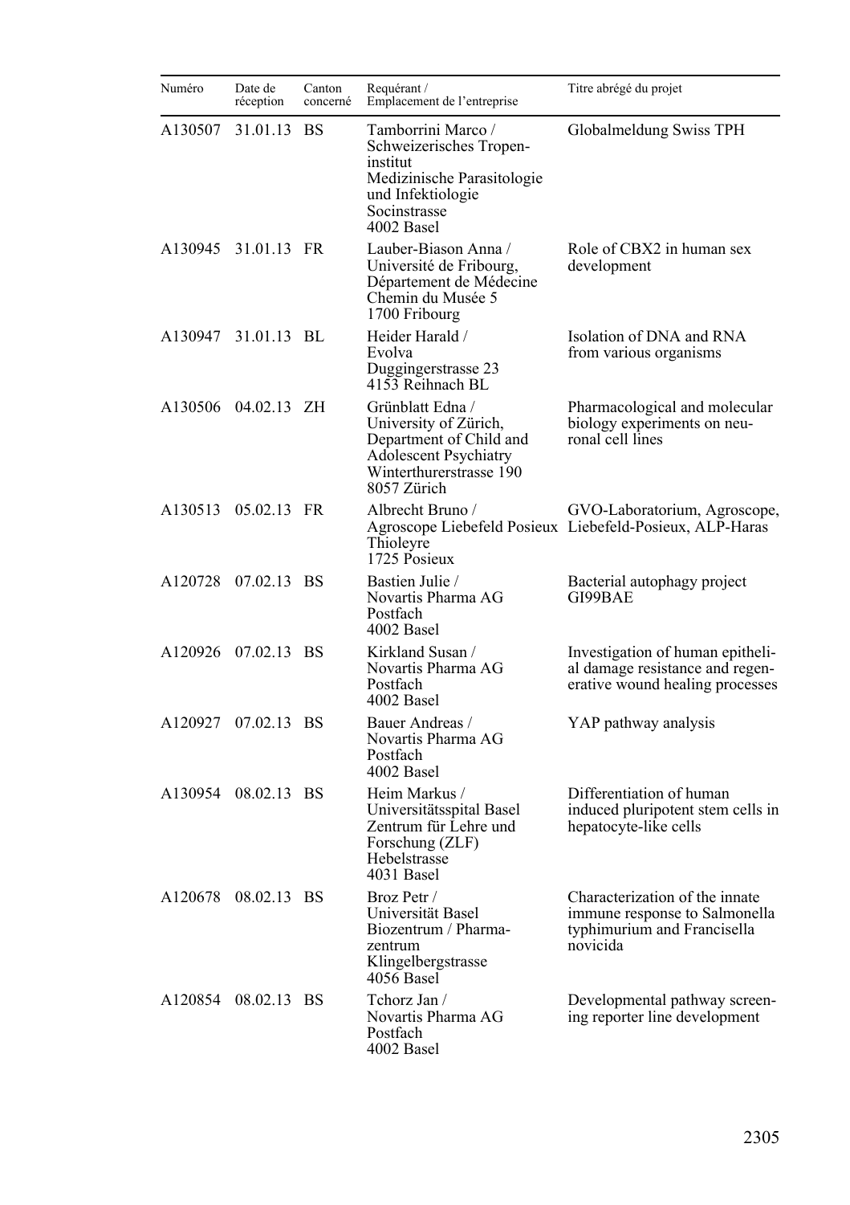| Numéro | Date de réception | Canton concerné | Requérant / Emplacement de l'entreprise | Titre abrégé du projet |
|---|---|---|---|---|
| A130507 | 31.01.13 | BS | Tamborrini Marco / Schweizerisches Tropen-institut Medizinische Parasitologie und Infektiologie Socinstrasse 4002 Basel | Globalmeldung Swiss TPH |
| A130945 | 31.01.13 | FR | Lauber-Biason Anna / Université de Fribourg, Département de Médecine Chemin du Musée 5 1700 Fribourg | Role of CBX2 in human sex development |
| A130947 | 31.01.13 | BL | Heider Harald / Evolva Duggingerstrasse 23 4153 Reihnach BL | Isolation of DNA and RNA from various organisms |
| A130506 | 04.02.13 | ZH | Grünblatt Edna / University of Zürich, Department of Child and Adolescent Psychiatry Winterthurerstrasse 190 8057 Zürich | Pharmacological and molecular biology experiments on neu-ronal cell lines |
| A130513 | 05.02.13 | FR | Albrecht Bruno / Agroscope Liebefeld Posieux Thioleyre 1725 Posieux | GVO-Laboratorium, Agroscope, Liebefeld-Posieux, ALP-Haras |
| A120728 | 07.02.13 | BS | Bastien Julie / Novartis Pharma AG Postfach 4002 Basel | Bacterial autophagy project GI99BAE |
| A120926 | 07.02.13 | BS | Kirkland Susan / Novartis Pharma AG Postfach 4002 Basel | Investigation of human epitheli-al damage resistance and regen-erative wound healing processes |
| A120927 | 07.02.13 | BS | Bauer Andreas / Novartis Pharma AG Postfach 4002 Basel | YAP pathway analysis |
| A130954 | 08.02.13 | BS | Heim Markus / Universitätsspital Basel Zentrum für Lehre und Forschung (ZLF) Hebelstrasse 4031 Basel | Differentiation of human induced pluripotent stem cells in hepatocyte-like cells |
| A120678 | 08.02.13 | BS | Broz Petr / Universität Basel Biozentrum / Pharma-zentrum Klingelbergstrasse 4056 Basel | Characterization of the innate immune response to Salmonella typhimurium and Francisella novicida |
| A120854 | 08.02.13 | BS | Tchorz Jan / Novartis Pharma AG Postfach 4002 Basel | Developmental pathway screen-ing reporter line development |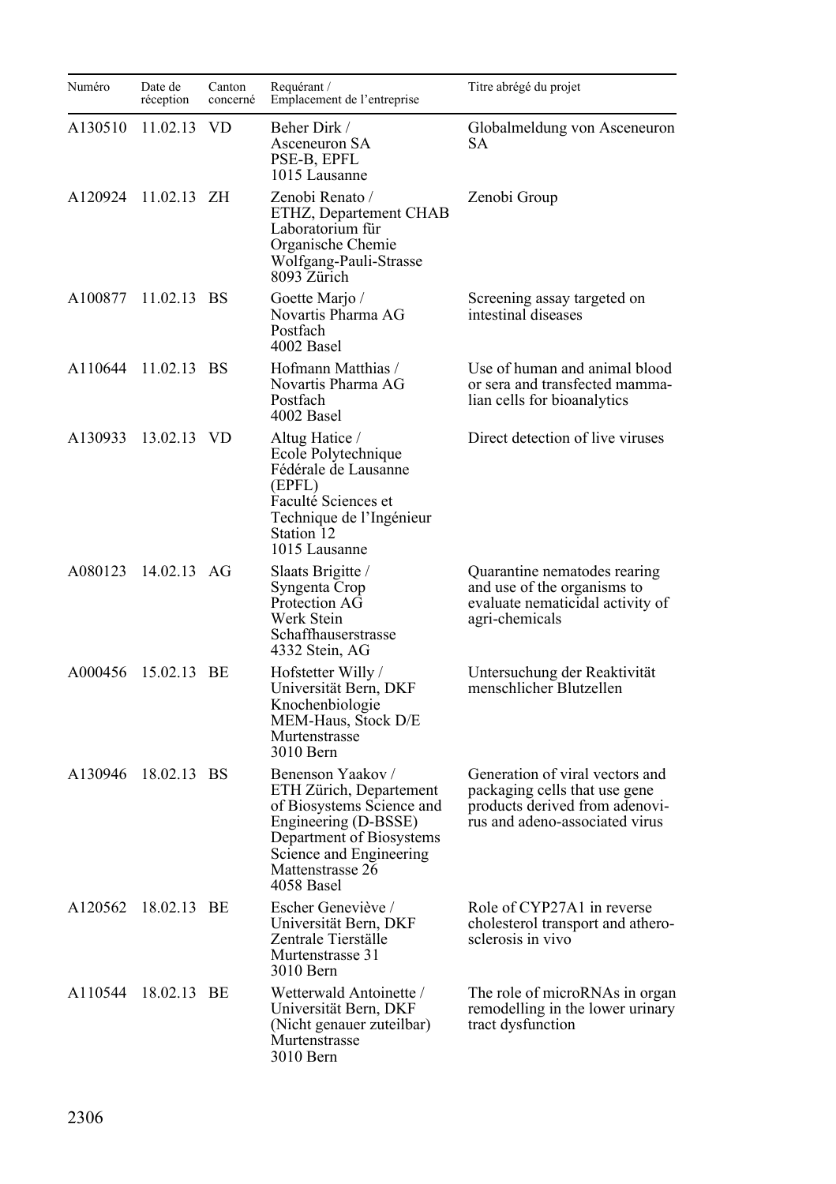| Numéro | Date de réception | Canton concerné | Requérant / Emplacement de l'entreprise | Titre abrégé du projet |
|---|---|---|---|---|
| A130510 | 11.02.13 | VD | Beher Dirk / Asceneuron SA PSE-B, EPFL 1015 Lausanne | Globalmeldung von Asceneuron SA |
| A120924 | 11.02.13 | ZH | Zenobi Renato / ETHZ, Departement CHAB Laboratorium für Organische Chemie Wolfgang-Pauli-Strasse 8093 Zürich | Zenobi Group |
| A100877 | 11.02.13 | BS | Goette Marjo / Novartis Pharma AG Postfach 4002 Basel | Screening assay targeted on intestinal diseases |
| A110644 | 11.02.13 | BS | Hofmann Matthias / Novartis Pharma AG Postfach 4002 Basel | Use of human and animal blood or sera and transfected mammalian cells for bioanalytics |
| A130933 | 13.02.13 | VD | Altug Hatice / Ecole Polytechnique Fédérale de Lausanne (EPFL) Faculté Sciences et Technique de l'Ingénieur Station 12 1015 Lausanne | Direct detection of live viruses |
| A080123 | 14.02.13 | AG | Slaats Brigitte / Syngenta Crop Protection AG Werk Stein Schaffhauserstrasse 4332 Stein, AG | Quarantine nematodes rearing and use of the organisms to evaluate nematicidal activity of agri-chemicals |
| A000456 | 15.02.13 | BE | Hofstetter Willy / Universität Bern, DKF Knochenbiologie MEM-Haus, Stock D/E Murtenstrasse 3010 Bern | Untersuchung der Reaktivität menschlicher Blutzellen |
| A130946 | 18.02.13 | BS | Benenson Yaakov / ETH Zürich, Departement of Biosystems Science and Engineering (D-BSSE) Department of Biosystems Science and Engineering Mattenstrasse 26 4058 Basel | Generation of viral vectors and packaging cells that use gene products derived from adenovirus and adeno-associated virus |
| A120562 | 18.02.13 | BE | Escher Geneviève / Universität Bern, DKF Zentrale Tierställe Murtenstrasse 31 3010 Bern | Role of CYP27A1 in reverse cholesterol transport and atherosclerosis in vivo |
| A110544 | 18.02.13 | BE | Wetterwald Antoinette / Universität Bern, DKF (Nicht genauer zuteilbar) Murtenstrasse 3010 Bern | The role of microRNAs in organ remodelling in the lower urinary tract dysfunction |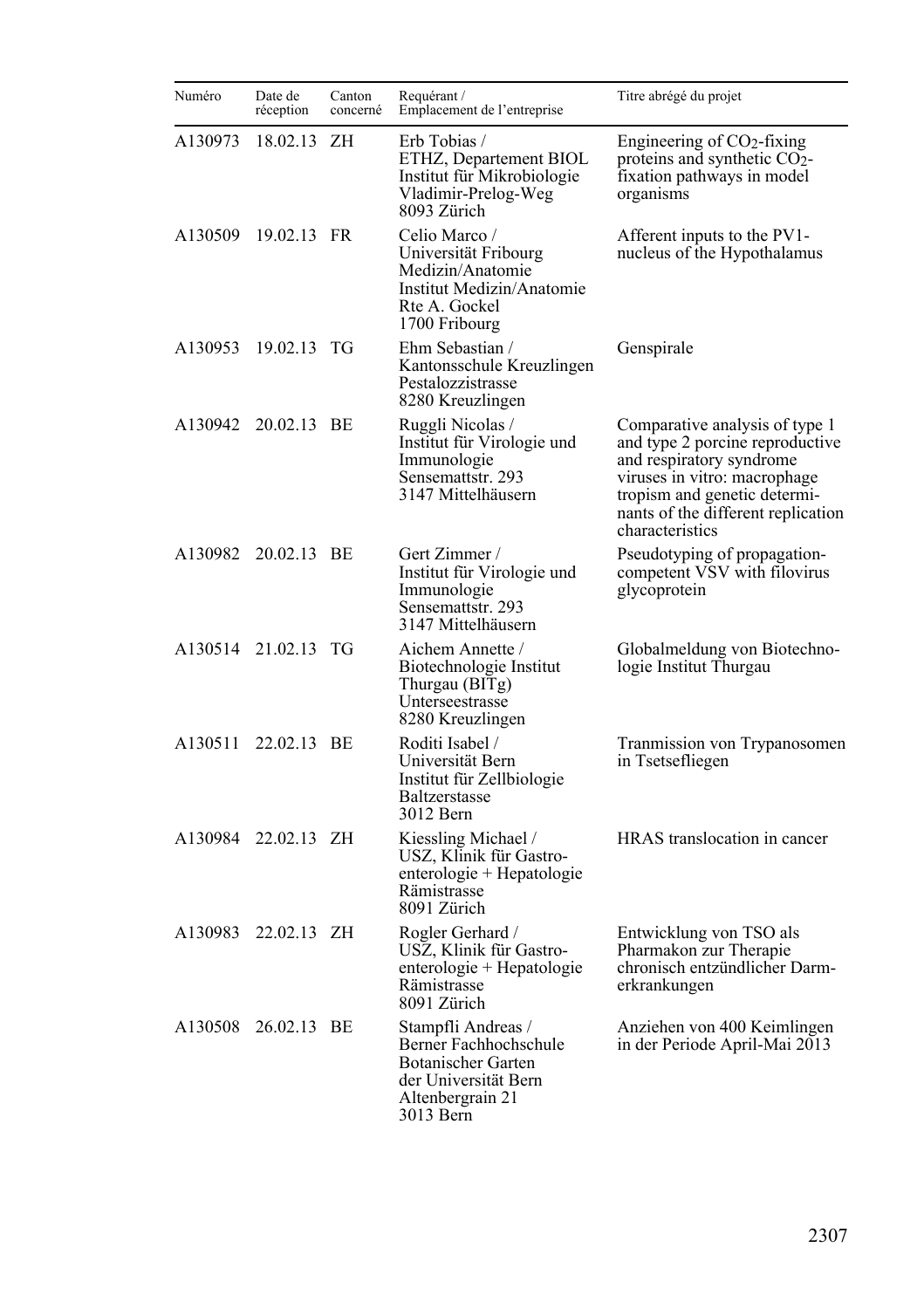| Numéro | Date de réception | Canton concerné | Requérant / Emplacement de l'entreprise | Titre abrégé du projet |
|---|---|---|---|---|
| A130973 | 18.02.13 | ZH | Erb Tobias / ETHZ, Departement BIOL Institut für Mikrobiologie Vladimir-Prelog-Weg 8093 Zürich | Engineering of $CO_2$-fixing proteins and synthetic $CO_2$-fixation pathways in model organisms |
| A130509 | 19.02.13 | FR | Celio Marco / Universität Fribourg Medizin/Anatomie Institut Medizin/Anatomie Rte A. Gockel 1700 Fribourg | Afferent inputs to the PV1-nucleus of the Hypothalamus |
| A130953 | 19.02.13 | TG | Ehm Sebastian / Kantonsschule Kreuzlingen Pestalozzistrasse 8280 Kreuzlingen | Genspirale |
| A130942 | 20.02.13 | BE | Ruggli Nicolas / Institut für Virologie und Immunologie Sensemattstr. 293 3147 Mittelhäusern | Comparative analysis of type 1 and type 2 porcine reproductive and respiratory syndrome viruses in vitro: macrophage tropism and genetic determinants of the different replication characteristics |
| A130982 | 20.02.13 | BE | Gert Zimmer / Institut für Virologie und Immunologie Sensemattstr. 293 3147 Mittelhäusern | Pseudotyping of propagation-competent VSV with filovirus glycoprotein |
| A130514 | 21.02.13 | TG | Aichem Annette / Biotechnologie Institut Thurgau (BITg) Unterseestrasse 8280 Kreuzlingen | Globalmeldung von Biotechnologie Institut Thurgau |
| A130511 | 22.02.13 | BE | Roditi Isabel / Universität Bern Institut für Zellbiologie Baltzerstasse 3012 Bern | Tranmission von Trypanosomen in Tsetsefliegen |
| A130984 | 22.02.13 | ZH | Kiessling Michael / USZ, Klinik für Gastroenterologie + Hepatologie Rämistrasse 8091 Zürich | HRAS translocation in cancer |
| A130983 | 22.02.13 | ZH | Rogler Gerhard / USZ, Klinik für Gastroenterologie + Hepatologie Rämistrasse 8091 Zürich | Entwicklung von TSO als Pharmakon zur Therapie chronisch entzündlicher Darmerkrankungen |
| A130508 | 26.02.13 | BE | Stampfli Andreas / Berner Fachhochschule Botanischer Garten der Universität Bern Altenbergrain 21 3013 Bern | Anziehen von 400 Keimlingen in der Periode April-Mai 2013 |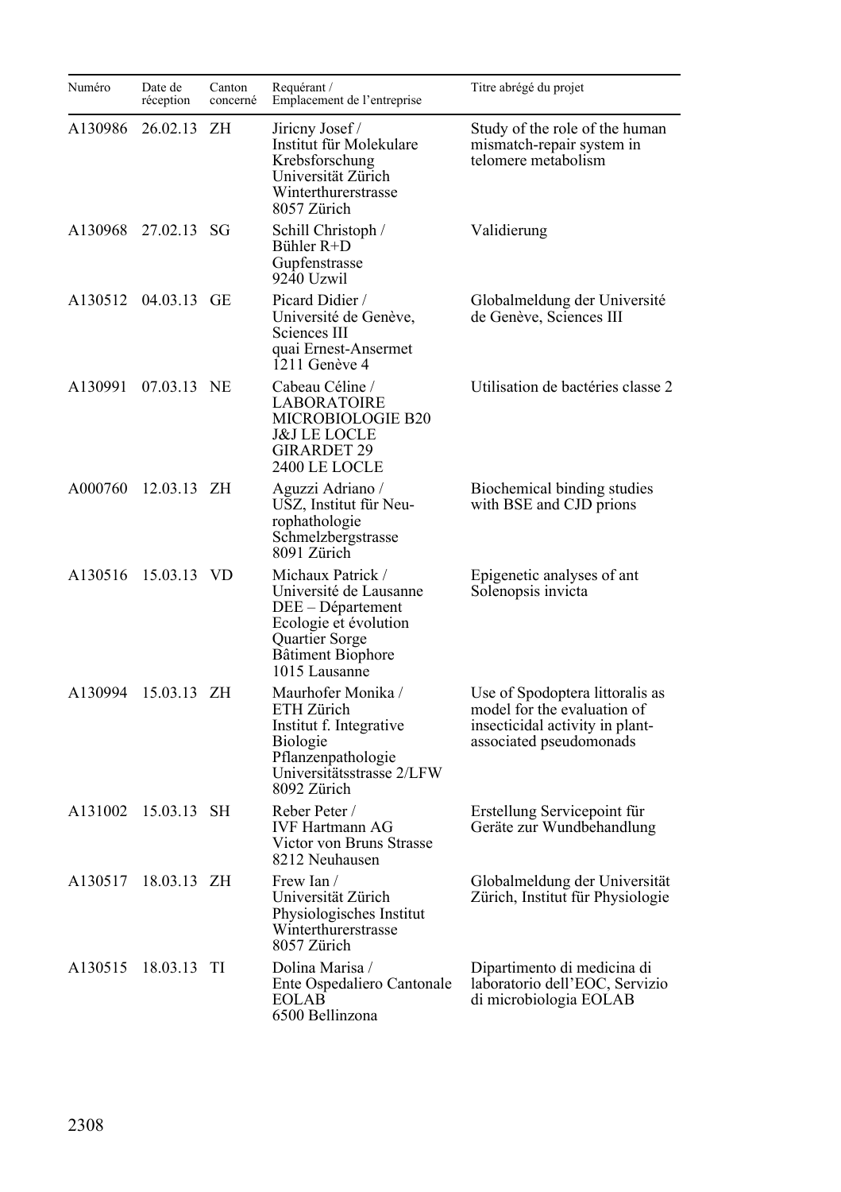| Numéro | Date de réception | Canton concerné | Requérant / Emplacement de l'entreprise | Titre abrégé du projet |
|---|---|---|---|---|
| A130986 | 26.02.13 | ZH | Jiricny Josef / Institut für Molekulare Krebsforschung Universität Zürich Winterthurerstrasse 8057 Zürich | Study of the role of the human mismatch-repair system in telomere metabolism |
| A130968 | 27.02.13 | SG | Schill Christoph / Bühler R+D Gupfenstrasse 9240 Uzwil | Validierung |
| A130512 | 04.03.13 | GE | Picard Didier / Université de Genève, Sciences III quai Ernest-Ansermet 1211 Genève 4 | Globalmeldung der Université de Genève, Sciences III |
| A130991 | 07.03.13 | NE | Cabeau Céline / LABORATOIRE MICROBIOLOGIE B20 J&J LE LOCLE GIRARDET 29 2400 LE LOCLE | Utilisation de bactéries classe 2 |
| A000760 | 12.03.13 | ZH | Aguzzi Adriano / USZ, Institut für Neurophathologie Schmelzbergstrasse 8091 Zürich | Biochemical binding studies with BSE and CJD prions |
| A130516 | 15.03.13 | VD | Michaux Patrick / Université de Lausanne DEE – Département Ecologie et évolution Quartier Sorge Bâtiment Biophore 1015 Lausanne | Epigenetic analyses of ant Solenopsis invicta |
| A130994 | 15.03.13 | ZH | Maurhofer Monika / ETH Zürich Institut f. Integrative Biologie Pflanzenpathologie Universitätsstrasse 2/LFW 8092 Zürich | Use of Spodoptera littoralis as model for the evaluation of insecticidal activity in plant-associated pseudomonads |
| A131002 | 15.03.13 | SH | Reber Peter / IVF Hartmann AG Victor von Bruns Strasse 8212 Neuhausen | Erstellung Servicepoint für Geräte zur Wundbehandlung |
| A130517 | 18.03.13 | ZH | Frew Ian / Universität Zürich Physiologisches Institut Winterthurerstrasse 8057 Zürich | Globalmeldung der Universität Zürich, Institut für Physiologie |
| A130515 | 18.03.13 | TI | Dolina Marisa / Ente Ospedaliero Cantonale EOLAB 6500 Bellinzona | Dipartimento di medicina di laboratorio dell'EOC, Servizio di microbiologia EOLAB |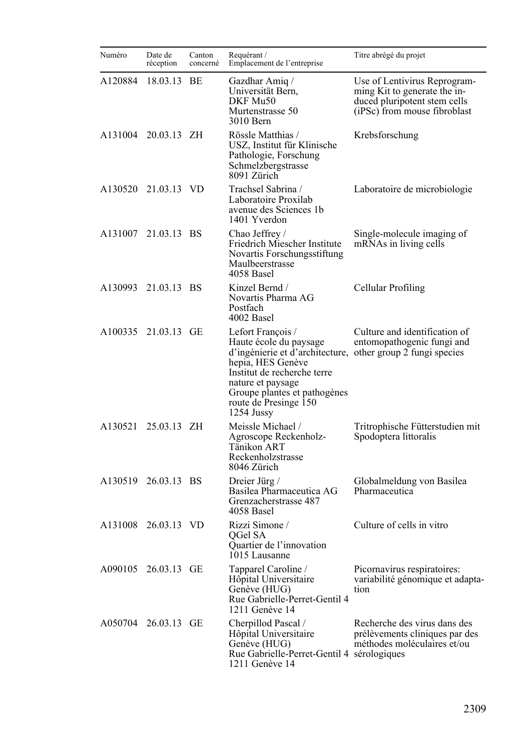| Numéro | Date de réception | Canton concerné | Requérant / Emplacement de l'entreprise | Titre abrégé du projet |
|---|---|---|---|---|
| A120884 | 18.03.13 | BE | Gazdhar Amiq / Universität Bern, DKF Mu50 Murtenstrasse 50 3010 Bern | Use of Lentivirus Reprogramming Kit to generate the induced pluripotent stem cells (iPSc) from mouse fibroblast |
| A131004 | 20.03.13 | ZH | Rössle Matthias / USZ, Institut für Klinische Pathologie, Forschung Schmelzbergstrasse 8091 Zürich | Krebsforschung |
| A130520 | 21.03.13 | VD | Trachsel Sabrina / Laboratoire Proxilab avenue des Sciences 1b 1401 Yverdon | Laboratoire de microbiologie |
| A131007 | 21.03.13 | BS | Chao Jeffrey / Friedrich Miescher Institute Novartis Forschungsstiftung Maulbeerstrasse 4058 Basel | Single-molecule imaging of mRNAs in living cells |
| A130993 | 21.03.13 | BS | Kinzel Bernd / Novartis Pharma AG Postfach 4002 Basel | Cellular Profiling |
| A100335 | 21.03.13 | GE | Lefort François / Haute école du paysage d'ingénierie et d'architecture, hepia, HES Genève Institut de recherche terre nature et paysage Groupe plantes et pathogènes route de Presinge 150 1254 Jussy | Culture and identification of entomopathogenic fungi and other group 2 fungi species |
| A130521 | 25.03.13 | ZH | Meissle Michael / Agroscope Reckenholz-Tänikon ART Reckenholzstrasse 8046 Zürich | Tritrophische Fütterstudien mit Spodoptera littoralis |
| A130519 | 26.03.13 | BS | Dreier Jürg / Basilea Pharmaceutica AG Grenzacherstrasse 487 4058 Basel | Globalmeldung von Basilea Pharmaceutica |
| A131008 | 26.03.13 | VD | Rizzi Simone / QGel SA Quartier de l'innovation 1015 Lausanne | Culture of cells in vitro |
| A090105 | 26.03.13 | GE | Tapparel Caroline / Hôpital Universitaire Genève (HUG) Rue Gabrielle-Perret-Gentil 4 1211 Genève 14 | Picornavirus respiratoires: variabilité génomique et adaptation |
| A050704 | 26.03.13 | GE | Cherpillod Pascal / Hôpital Universitaire Genève (HUG) Rue Gabrielle-Perret-Gentil 4 1211 Genève 14 | Recherche des virus dans des prélèvements cliniques par des méthodes moléculaires et/ou sérologiques |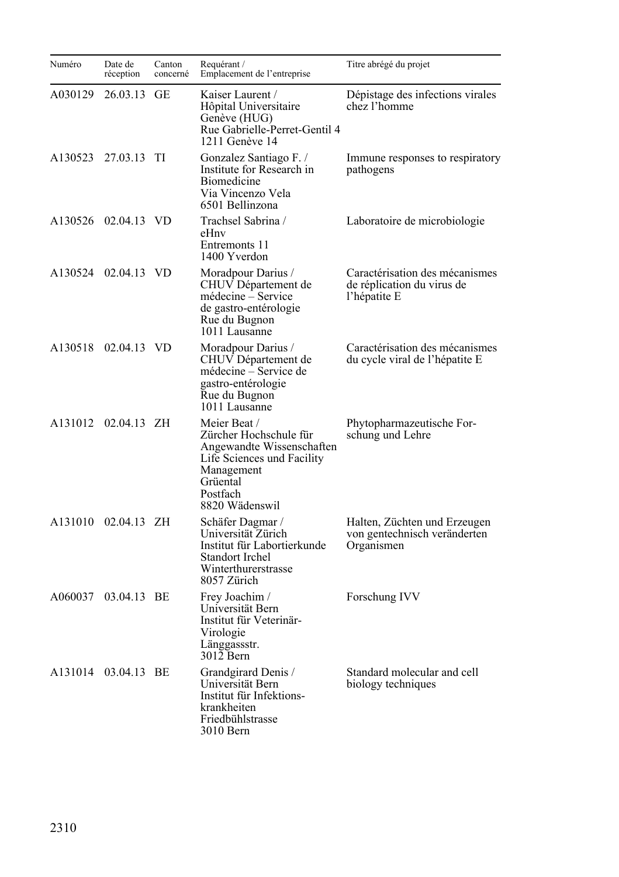| Numéro | Date de réception | Canton concerné | Requérant / Emplacement de l'entreprise | Titre abrégé du projet |
|---|---|---|---|---|
| A030129 | 26.03.13 | GE | Kaiser Laurent / Hôpital Universitaire Genève (HUG) Rue Gabrielle-Perret-Gentil 4 1211 Genève 14 | Dépistage des infections virales chez l'homme |
| A130523 | 27.03.13 | TI | Gonzalez Santiago F. / Institute for Research in Biomedicine Via Vincenzo Vela 6501 Bellinzona | Immune responses to respiratory pathogens |
| A130526 | 02.04.13 | VD | Trachsel Sabrina / eHnv Entremonts 11 1400 Yverdon | Laboratoire de microbiologie |
| A130524 | 02.04.13 | VD | Moradpour Darius / CHUV Département de médecine – Service de gastro-entérologie Rue du Bugnon 1011 Lausanne | Caractérisation des mécanismes de réplication du virus de l'hépatite E |
| A130518 | 02.04.13 | VD | Moradpour Darius / CHUV Département de médecine – Service de gastro-entérologie Rue du Bugnon 1011 Lausanne | Caractérisation des mécanismes du cycle viral de l'hépatite E |
| A131012 | 02.04.13 | ZH | Meier Beat / Zürcher Hochschule für Angewandte Wissenschaften Life Sciences und Facility Management Grüental Postfach 8820 Wädenswil | Phytopharmazeutische Forschung und Lehre |
| A131010 | 02.04.13 | ZH | Schäfer Dagmar / Universität Zürich Institut für Labortierkunde Standort Irchel Winterthurerstrasse 8057 Zürich | Halten, Züchten und Erzeugen von gentechnisch veränderten Organismen |
| A060037 | 03.04.13 | BE | Frey Joachim / Universität Bern Institut für Veterinär-Virologie Länggassstr. 3012 Bern | Forschung IVV |
| A131014 | 03.04.13 | BE | Grandgirard Denis / Universität Bern Institut für Infektionskrankheiten Friedbühlstrasse 3010 Bern | Standard molecular and cell biology techniques |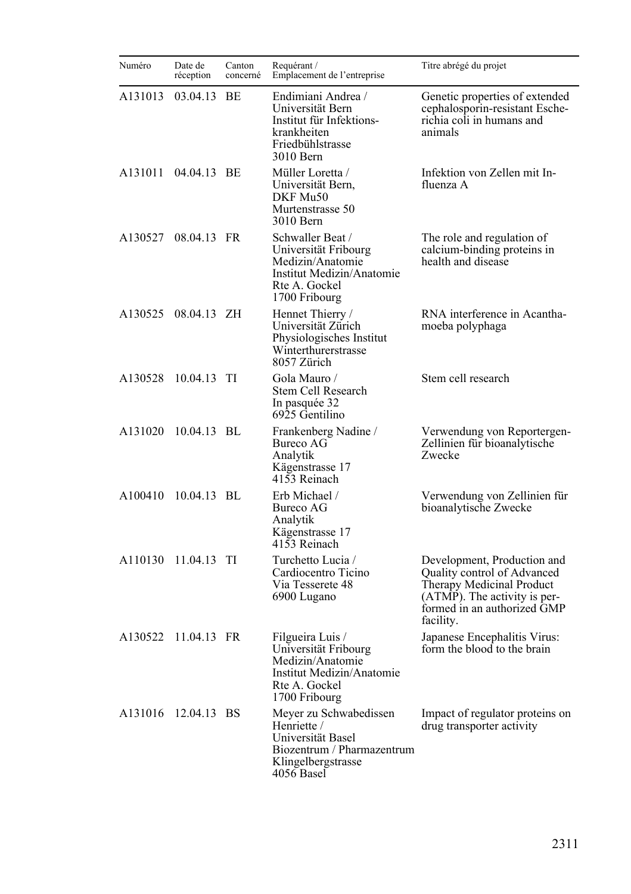| Numéro | Date de réception | Canton concerné | Requérant / Emplacement de l'entreprise | Titre abrégé du projet |
|---|---|---|---|---|
| A131013 | 03.04.13 | BE | Endimiani Andrea / Universität Bern Institut für Infektions-krankheiten Friedbühlstrasse 3010 Bern | Genetic properties of extended cephalosporin-resistant Esche-richia coli in humans and animals |
| A131011 | 04.04.13 | BE | Müller Loretta / Universität Bern, DKF Mu50 Murtenstrasse 50 3010 Bern | Infektion von Zellen mit In-fluenza A |
| A130527 | 08.04.13 | FR | Schwaller Beat / Universität Fribourg Medizin/Anatomie Institut Medizin/Anatomie Rte A. Gockel 1700 Fribourg | The role and regulation of calcium-binding proteins in health and disease |
| A130525 | 08.04.13 | ZH | Hennet Thierry / Universität Zürich Physiologisches Institut Winterthurerstrasse 8057 Zürich | RNA interference in Acantha-moeba polyphaga |
| A130528 | 10.04.13 | TI | Gola Mauro / Stem Cell Research In pasquée 32 6925 Gentilino | Stem cell research |
| A131020 | 10.04.13 | BL | Frankenberg Nadine / Bureco AG Analytik Kägenstrasse 17 4153 Reinach | Verwendung von Reportergen-Zellinien für bioanalytische Zwecke |
| A100410 | 10.04.13 | BL | Erb Michael / Bureco AG Analytik Kägenstrasse 17 4153 Reinach | Verwendung von Zellinien für bioanalytische Zwecke |
| A110130 | 11.04.13 | TI | Turchetto Lucia / Cardiocentro Ticino Via Tesserete 48 6900 Lugano | Development, Production and Quality control of Advanced Therapy Medicinal Product (ATMP). The activity is per-formed in an authorized GMP facility. |
| A130522 | 11.04.13 | FR | Filgueira Luis / Universität Fribourg Medizin/Anatomie Institut Medizin/Anatomie Rte A. Gockel 1700 Fribourg | Japanese Encephalitis Virus: form the blood to the brain |
| A131016 | 12.04.13 | BS | Meyer zu Schwabedissen Henriette / Universität Basel Biozentrum / Pharmazentrum Klingelbergstrasse 4056 Basel | Impact of regulator proteins on drug transporter activity |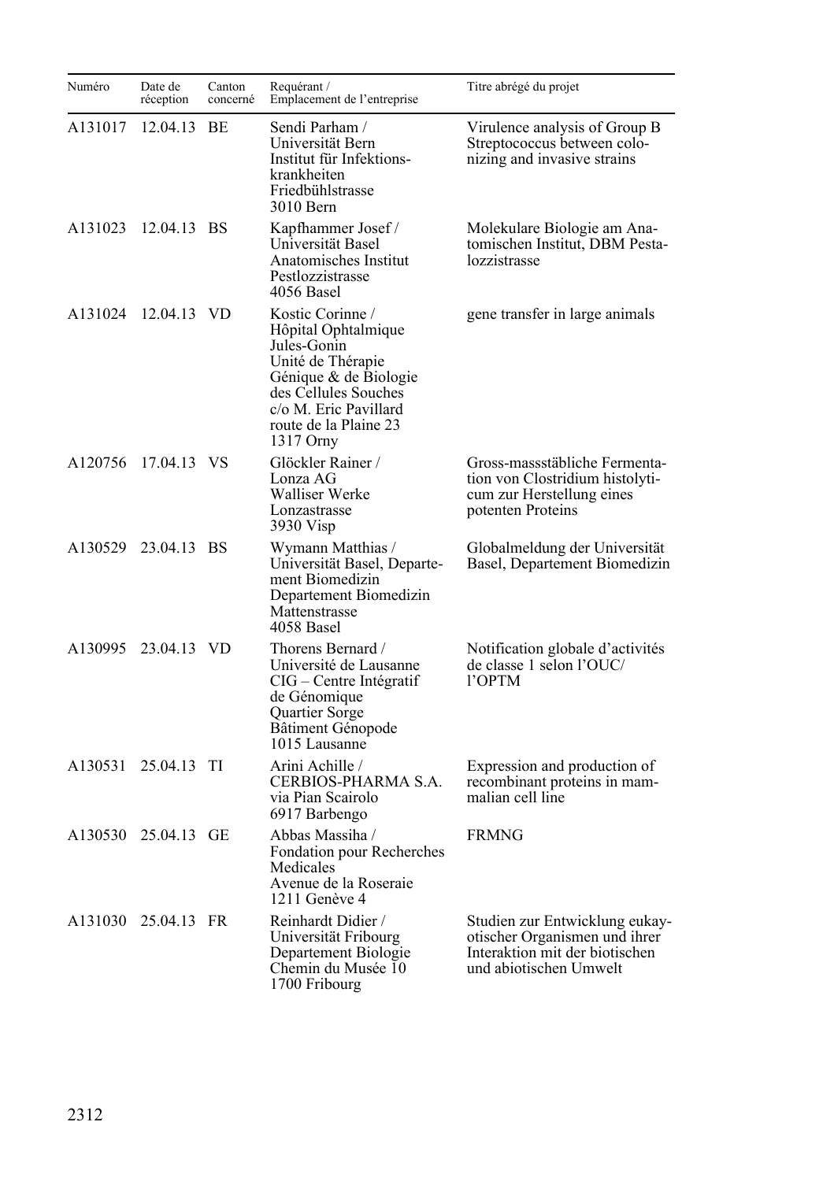| Numéro | Date de réception | Canton concerné | Requérant / Emplacement de l'entreprise | Titre abrégé du projet |
|---|---|---|---|---|
| A131017 | 12.04.13 | BE | Sendi Parham / Universität Bern Institut für Infektionskrankheiten Friedbühlstrasse 3010 Bern | Virulence analysis of Group B Streptococcus between colonizing and invasive strains |
| A131023 | 12.04.13 | BS | Kapfhammer Josef / Universität Basel Anatomisches Institut Pestlozzistrasse 4056 Basel | Molekulare Biologie am Anatomischen Institut, DBM Pestalozzistrasse |
| A131024 | 12.04.13 | VD | Kostic Corinne / Hôpital Ophtalmique Jules-Gonin Unité de Thérapie Génique & de Biologie des Cellules Souches c/o M. Eric Pavillard route de la Plaine 23 1317 Orny | gene transfer in large animals |
| A120756 | 17.04.13 | VS | Glöckler Rainer / Lonza AG Walliser Werke Lonzastrasse 3930 Visp | Gross-massstäbliche Fermentation von Clostridium histolyticum zur Herstellung eines potenten Proteins |
| A130529 | 23.04.13 | BS | Wymann Matthias / Universität Basel, Departement Biomedizin Departement Biomedizin Mattenstrasse 4058 Basel | Globalmeldung der Universität Basel, Departement Biomedizin |
| A130995 | 23.04.13 | VD | Thorens Bernard / Université de Lausanne CIG – Centre Intégratif de Génomique Quartier Sorge Bâtiment Génopode 1015 Lausanne | Notification globale d'activités de classe 1 selon l'OUC/ l'OPTM |
| A130531 | 25.04.13 | TI | Arini Achille / CERBIOS-PHARMA S.A. via Pian Scairolo 6917 Barbengo | Expression and production of recombinant proteins in mammalian cell line |
| A130530 | 25.04.13 | GE | Abbas Massiha / Fondation pour Recherches Medicales Avenue de la Roseraie 1211 Genève 4 | FRMNG |
| A131030 | 25.04.13 | FR | Reinhardt Didier / Universität Fribourg Departement Biologie Chemin du Musée 10 1700 Fribourg | Studien zur Entwicklung eukayotischer Organismen und ihrer Interaktion mit der biotischen und abiotischen Umwelt |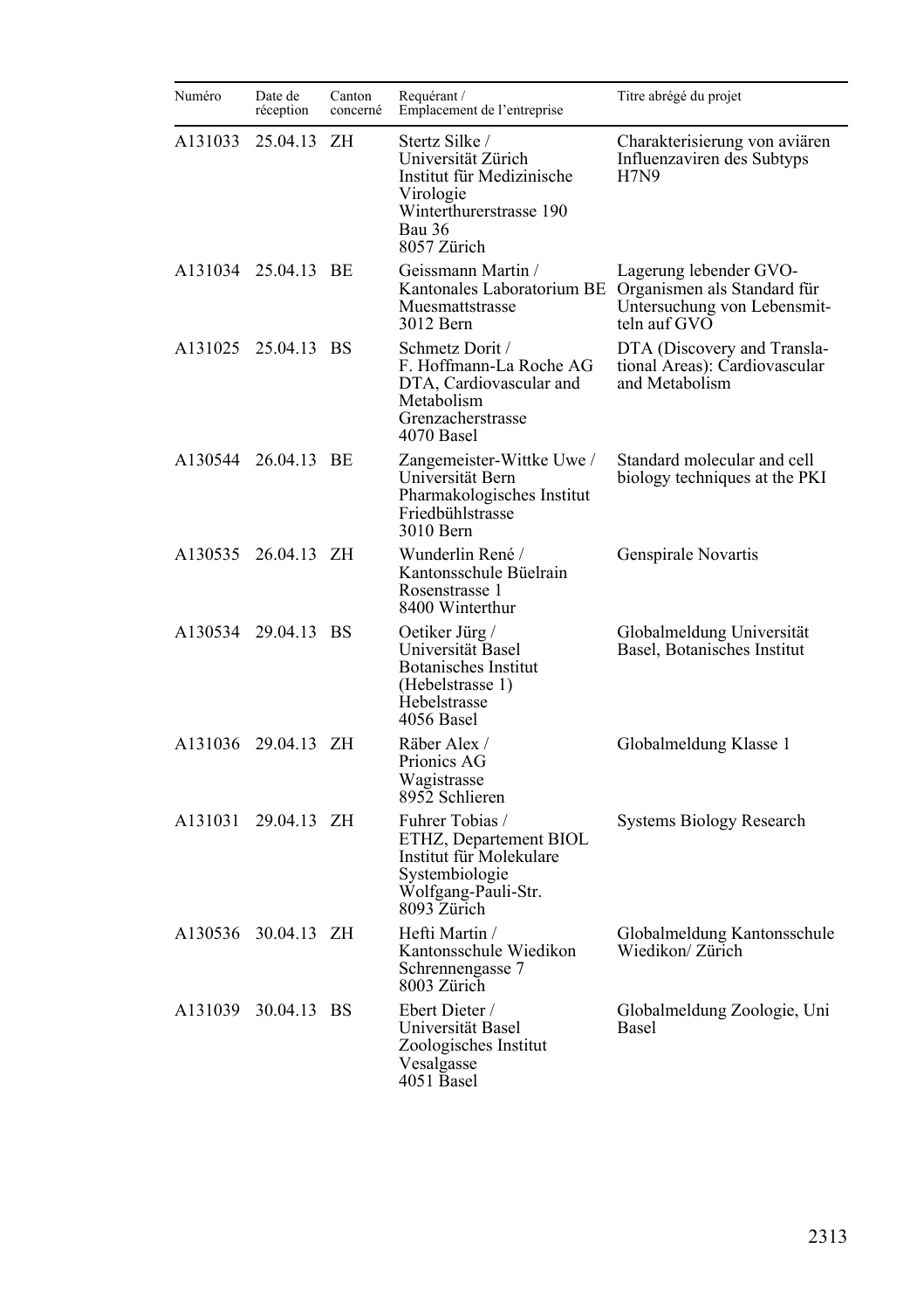| Numéro | Date de réception | Canton concerné | Requérant / Emplacement de l'entreprise | Titre abrégé du projet |
|---|---|---|---|---|
| A131033 | 25.04.13 | ZH | Stertz Silke / Universität Zürich Institut für Medizinische Virologie Winterthurerstrasse 190 Bau 36 8057 Zürich | Charakterisierung von aviären Influenzaviren des Subtyps H7N9 |
| A131034 | 25.04.13 | BE | Geissmann Martin / Kantonales Laboratorium BE Muesmattstrasse 3012 Bern | Lagerung lebender GVO-Organismen als Standard für Untersuchung von Lebensmitteln auf GVO |
| A131025 | 25.04.13 | BS | Schmetz Dorit / F. Hoffmann-La Roche AG DTA, Cardiovascular and Metabolism Grenzacherstrasse 4070 Basel | DTA (Discovery and Translational Areas): Cardiovascular and Metabolism |
| A130544 | 26.04.13 | BE | Zangemeister-Wittke Uwe / Universität Bern Pharmakologisches Institut Friedbühlstrasse 3010 Bern | Standard molecular and cell biology techniques at the PKI |
| A130535 | 26.04.13 | ZH | Wunderlin René / Kantonsschule Büelrain Rosenstrasse 1 8400 Winterthur | Genspirale Novartis |
| A130534 | 29.04.13 | BS | Oetiker Jürg / Universität Basel Botanisches Institut (Hebelstrasse 1) Hebelstrasse 4056 Basel | Globalmeldung Universität Basel, Botanisches Institut |
| A131036 | 29.04.13 | ZH | Räber Alex / Prionics AG Wagistrasse 8952 Schlieren | Globalmeldung Klasse 1 |
| A131031 | 29.04.13 | ZH | Fuhrer Tobias / ETHZ, Departement BIOL Institut für Molekulare Systembiologie Wolfgang-Pauli-Str. 8093 Zürich | Systems Biology Research |
| A130536 | 30.04.13 | ZH | Hefti Martin / Kantonsschule Wiedikon Schrennengasse 7 8003 Zürich | Globalmeldung Kantonsschule Wiedikon/ Zürich |
| A131039 | 30.04.13 | BS | Ebert Dieter / Universität Basel Zoologisches Institut Vesalgasse 4051 Basel | Globalmeldung Zoologie, Uni Basel |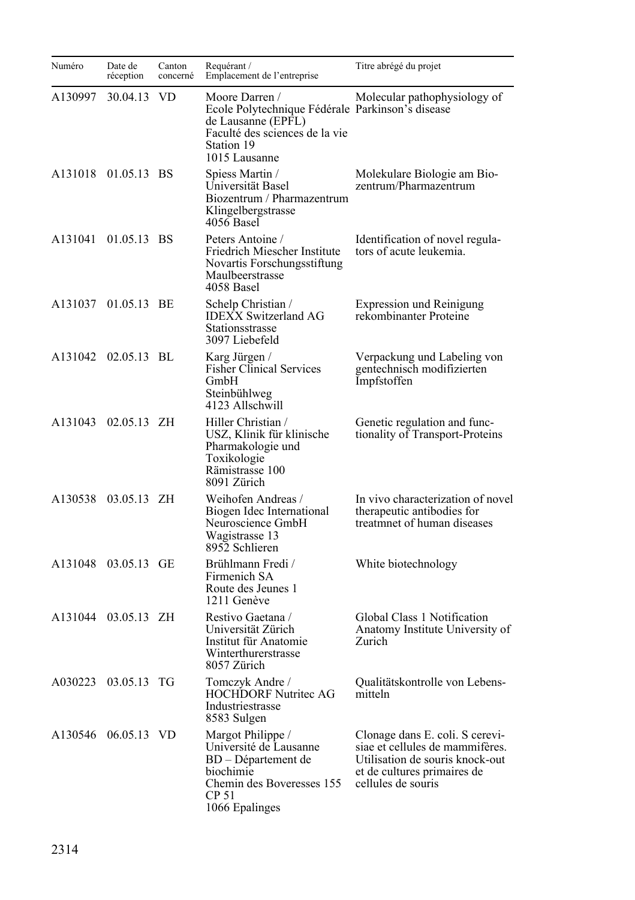| Numéro | Date de réception | Canton concerné | Requérant / Emplacement de l'entreprise | Titre abrégé du projet |
| --- | --- | --- | --- | --- |
| A130997 | 30.04.13 | VD | Moore Darren / Ecole Polytechnique Fédérale de Lausanne (EPFL) Faculté des sciences de la vie Station 19 1015 Lausanne | Molecular pathophysiology of Parkinson's disease |
| A131018 | 01.05.13 | BS | Spiess Martin / Universität Basel Biozentrum / Pharmazentrum Klingelbergstrasse 4056 Basel | Molekulare Biologie am Biozentrum/Pharmazentrum |
| A131041 | 01.05.13 | BS | Peters Antoine / Friedrich Miescher Institute Novartis Forschungsstiftung Maulbeerstrasse 4058 Basel | Identification of novel regulators of acute leukemia. |
| A131037 | 01.05.13 | BE | Schelp Christian / IDEXX Switzerland AG Stationsstrasse 3097 Liebefeld | Expression und Reinigung rekombinanter Proteine |
| A131042 | 02.05.13 | BL | Karg Jürgen / Fisher Clinical Services GmbH Steinbühlweg 4123 Allschwill | Verpackung und Labeling von gentechnisch modifizierten Impfstoffen |
| A131043 | 02.05.13 | ZH | Hiller Christian / USZ, Klinik für klinische Pharmakologie und Toxikologie Rämistrasse 100 8091 Zürich | Genetic regulation and functionality of Transport-Proteins |
| A130538 | 03.05.13 | ZH | Weihofen Andreas / Biogen Idec International Neuroscience GmbH Wagistrasse 13 8952 Schlieren | In vivo characterization of novel therapeutic antibodies for treatmnet of human diseases |
| A131048 | 03.05.13 | GE | Brühlmann Fredi / Firmenich SA Route des Jeunes 1 1211 Genève | White biotechnology |
| A131044 | 03.05.13 | ZH | Restivo Gaetana / Universität Zürich Institut für Anatomie Winterthurerstrasse 8057 Zürich | Global Class 1 Notification Anatomy Institute University of Zurich |
| A030223 | 03.05.13 | TG | Tomczyk Andre / HOCHDORF Nutritec AG Industriestrasse 8583 Sulgen | Qualitätskontrolle von Lebensmitteln |
| A130546 | 06.05.13 | VD | Margot Philippe / Université de Lausanne BD – Département de biochimie Chemin des Boveresses 155 CP 51 1066 Epalinges | Clonage dans E. coli. S cerevisiae et cellules de mammifères. Utilisation de souris knock-out et de cultures primaires de cellules de souris |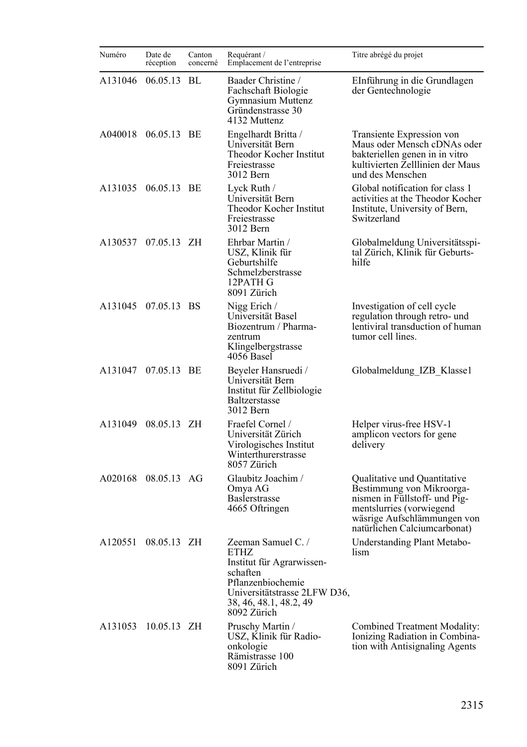| Numéro | Date de réception | Canton concerné | Requérant / Emplacement de l'entreprise | Titre abrégé du projet |
|---|---|---|---|---|
| A131046 | 06.05.13 | BL | Baader Christine / Fachschaft Biologie Gymnasium Muttenz Gründenstrasse 30 4132 Muttenz | EInführung in die Grundlagen der Gentechnologie |
| A040018 | 06.05.13 | BE | Engelhardt Britta / Universität Bern Theodor Kocher Institut Freiestrasse 3012 Bern | Transiente Expression von Maus oder Mensch cDNAs oder bakteriellen genen in in vitro kultivierten Zelllinien der Maus und des Menschen |
| A131035 | 06.05.13 | BE | Lyck Ruth / Universität Bern Theodor Kocher Institut Freiestrasse 3012 Bern | Global notification for class 1 activities at the Theodor Kocher Institute, University of Bern, Switzerland |
| A130537 | 07.05.13 | ZH | Ehrbar Martin / USZ, Klinik für Geburtshilfe Schmelzberstrasse 12PATH G 8091 Zürich | Globalmeldung Universitätsspital Zürich, Klinik für Geburtshilfe |
| A131045 | 07.05.13 | BS | Nigg Erich / Universität Basel Biozentrum / Pharmazentrum Klingelbergstrasse 4056 Basel | Investigation of cell cycle regulation through retro- und lentiviral transduction of human tumor cell lines. |
| A131047 | 07.05.13 | BE | Beyeler Hansruedi / Universität Bern Institut für Zellbiologie Baltzerstasse 3012 Bern | Globalmeldung_IZB_Klasse1 |
| A131049 | 08.05.13 | ZH | Fraefel Cornel / Universität Zürich Virologisches Institut Winterthurerstrasse 8057 Zürich | Helper virus-free HSV-1 amplicon vectors for gene delivery |
| A020168 | 08.05.13 | AG | Glaubitz Joachim / Omya AG Baslerstrasse 4665 Oftringen | Qualitative und Quantitative Bestimmung von Mikroorganismen in Füllstoff- und Pigmentslurries (vorwiegend wäsrige Aufschlämmungen von natürlichen Calciumcarbonat) |
| A120551 | 08.05.13 | ZH | Zeeman Samuel C. / ETHZ Institut für Agrarwissenschaften Pflanzenbiochemie Universitätstrasse 2LFW D36, 38, 46, 48.1, 48.2, 49 8092 Zürich | Understanding Plant Metabolism |
| A131053 | 10.05.13 | ZH | Pruschy Martin / USZ, Klinik für Radioonkologie Rämistrasse 100 8091 Zürich | Combined Treatment Modality: Ionizing Radiation in Combination with Antisignaling Agents |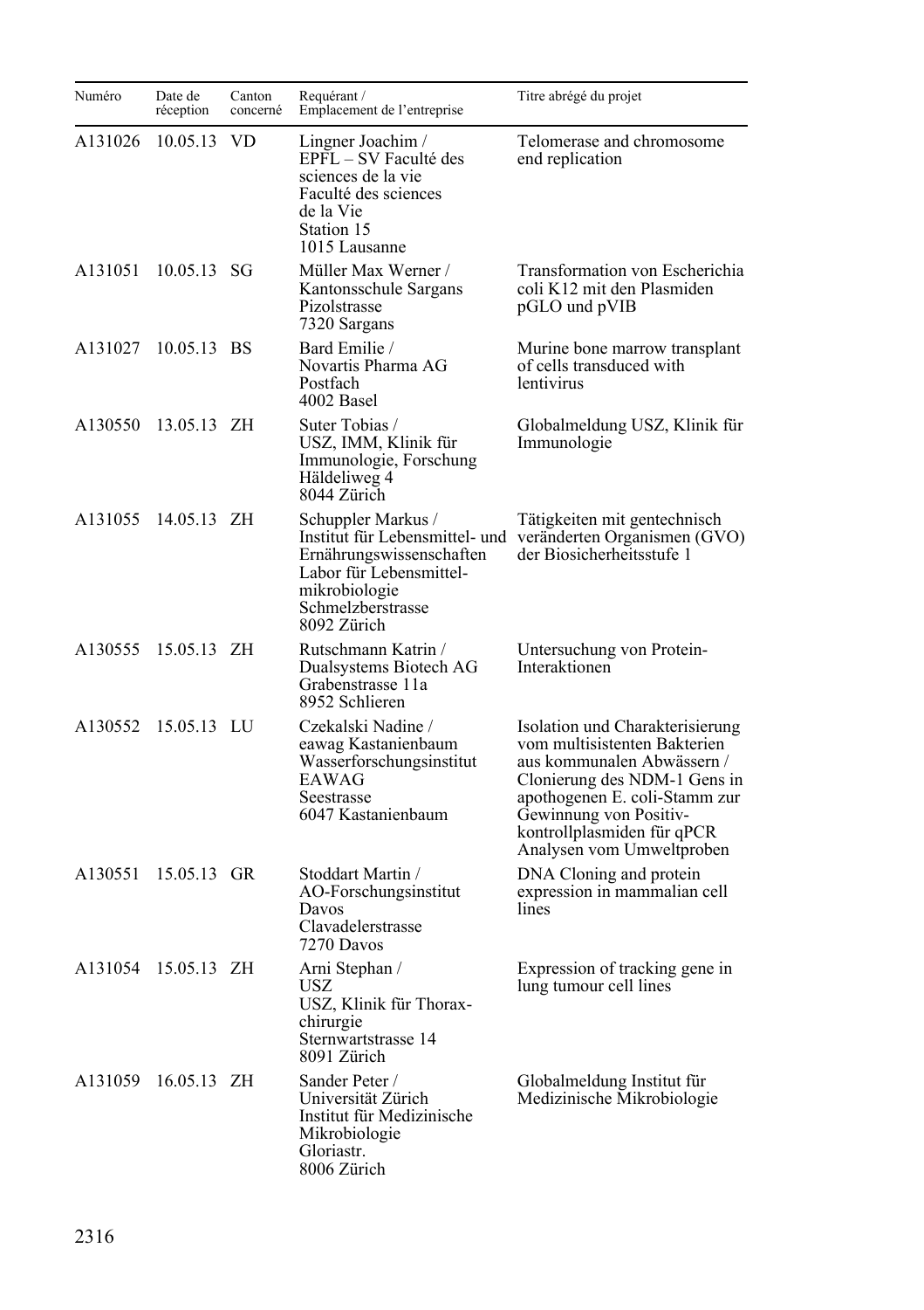| Numéro | Date de réception | Canton concerné | Requérant / Emplacement de l'entreprise | Titre abrégé du projet |
|---|---|---|---|---|
| A131026 | 10.05.13 | VD | Lingner Joachim / EPFL – SV Faculté des sciences de la vie Faculté des sciences de la Vie Station 15 1015 Lausanne | Telomerase and chromosome end replication |
| A131051 | 10.05.13 | SG | Müller Max Werner / Kantonsschule Sargans Pizolstrasse 7320 Sargans | Transformation von Escherichia coli K12 mit den Plasmiden pGLO und pVIB |
| A131027 | 10.05.13 | BS | Bard Emilie / Novartis Pharma AG Postfach 4002 Basel | Murine bone marrow transplant of cells transduced with lentivirus |
| A130550 | 13.05.13 | ZH | Suter Tobias / USZ, IMM, Klinik für Immunologie, Forschung Häldeliweg 4 8044 Zürich | Globalmeldung USZ, Klinik für Immunologie |
| A131055 | 14.05.13 | ZH | Schuppler Markus / Institut für Lebensmittel- und Ernährungswissenschaften Labor für Lebensmittel-mikrobiologie Schmelzberstrasse 8092 Zürich | Tätigkeiten mit gentechnisch veränderten Organismen (GVO) der Biosicherheitsstufe 1 |
| A130555 | 15.05.13 | ZH | Rutschmann Katrin / Dualsystems Biotech AG Grabenstrasse 11a 8952 Schlieren | Untersuchung von Protein-Interaktionen |
| A130552 | 15.05.13 | LU | Czekalski Nadine / eawag Kastanienbaum Wasserforschungsinstitut EAWAG Seestrasse 6047 Kastanienbaum | Isolation und Charakterisierung vom multisistenten Bakterien aus kommunalen Abwässern / Clonierung des NDM-1 Gens in apothogenen E. coli-Stamm zur Gewinnung von Positiv-kontrollplasmiden für qPCR Analysen vom Umweltproben |
| A130551 | 15.05.13 | GR | Stoddart Martin / AO-Forschungsinstitut Davos Clavadelerstrasse 7270 Davos | DNA Cloning and protein expression in mammalian cell lines |
| A131054 | 15.05.13 | ZH | Arni Stephan / USZ USZ, Klinik für Thorax-chirurgie Sternwartstrasse 14 8091 Zürich | Expression of tracking gene in lung tumour cell lines |
| A131059 | 16.05.13 | ZH | Sander Peter / Universität Zürich Institut für Medizinische Mikrobiologie Gloriastr. 8006 Zürich | Globalmeldung Institut für Medizinische Mikrobiologie |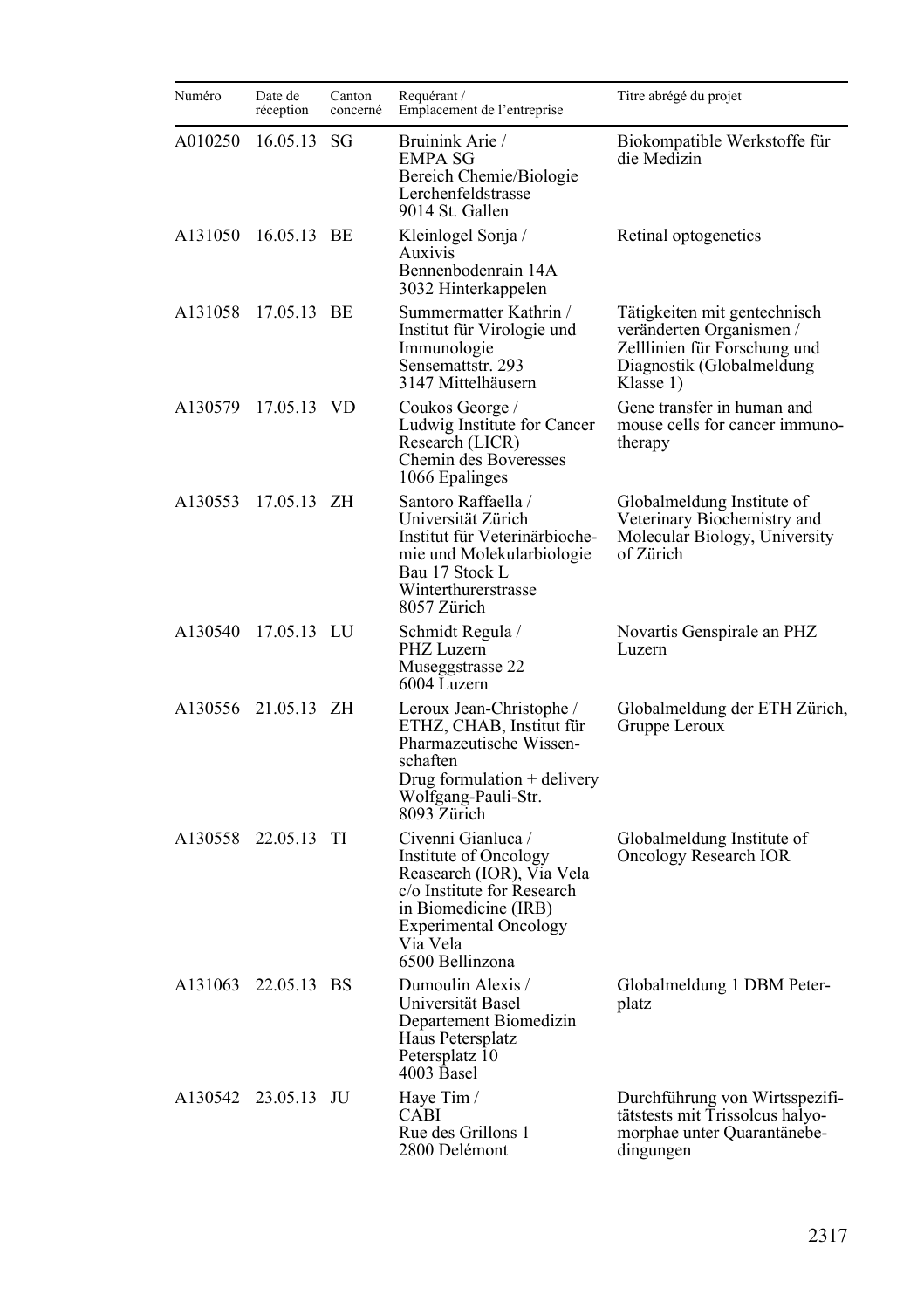| Numéro | Date de réception | Canton concerné | Requérant / Emplacement de l'entreprise | Titre abrégé du projet |
|---|---|---|---|---|
| A010250 | 16.05.13 | SG | Bruinink Arie / EMPA SG Bereich Chemie/Biologie Lerchenfeldstrasse 9014 St. Gallen | Biokompatible Werkstoffe für die Medizin |
| A131050 | 16.05.13 | BE | Kleinlogel Sonja / Auxivis Bennenbodenrain 14A 3032 Hinterkappelen | Retinal optogenetics |
| A131058 | 17.05.13 | BE | Summermatter Kathrin / Institut für Virologie und Immunologie Sensemattstr. 293 3147 Mittelhäusern | Tätigkeiten mit gentechnisch veränderten Organismen / Zelllinien für Forschung und Diagnostik (Globalmeldung Klasse 1) |
| A130579 | 17.05.13 | VD | Coukos George / Ludwig Institute for Cancer Research (LICR) Chemin des Boveresses 1066 Epalinges | Gene transfer in human and mouse cells for cancer immuno-therapy |
| A130553 | 17.05.13 | ZH | Santoro Raffaella / Universität Zürich Institut für Veterinärbioche-mie und Molekularbiologie Bau 17 Stock L Winterthurerstrasse 8057 Zürich | Globalmeldung Institute of Veterinary Biochemistry and Molecular Biology, University of Zürich |
| A130540 | 17.05.13 | LU | Schmidt Regula / PHZ Luzern Museggstrasse 22 6004 Luzern | Novartis Genspirale an PHZ Luzern |
| A130556 | 21.05.13 | ZH | Leroux Jean-Christophe / ETHZ, CHAB, Institut für Pharmazeutische Wissen-schaften Drug formulation + delivery Wolfgang-Pauli-Str. 8093 Zürich | Globalmeldung der ETH Zürich, Gruppe Leroux |
| A130558 | 22.05.13 | TI | Civenni Gianluca / Institute of Oncology Reasearch (IOR), Via Vela c/o Institute for Research in Biomedicine (IRB) Experimental Oncology Via Vela 6500 Bellinzona | Globalmeldung Institute of Oncology Research IOR |
| A131063 | 22.05.13 | BS | Dumoulin Alexis / Universität Basel Departement Biomedizin Haus Petersplatz Petersplatz 10 4003 Basel | Globalmeldung 1 DBM Peter-platz |
| A130542 | 23.05.13 | JU | Haye Tim / CABI Rue des Grillons 1 2800 Delémont | Durchführung von Wirtsspezifi-tätstests mit Trissolcus halyo-morphae unter Quarantänebe-dingungen |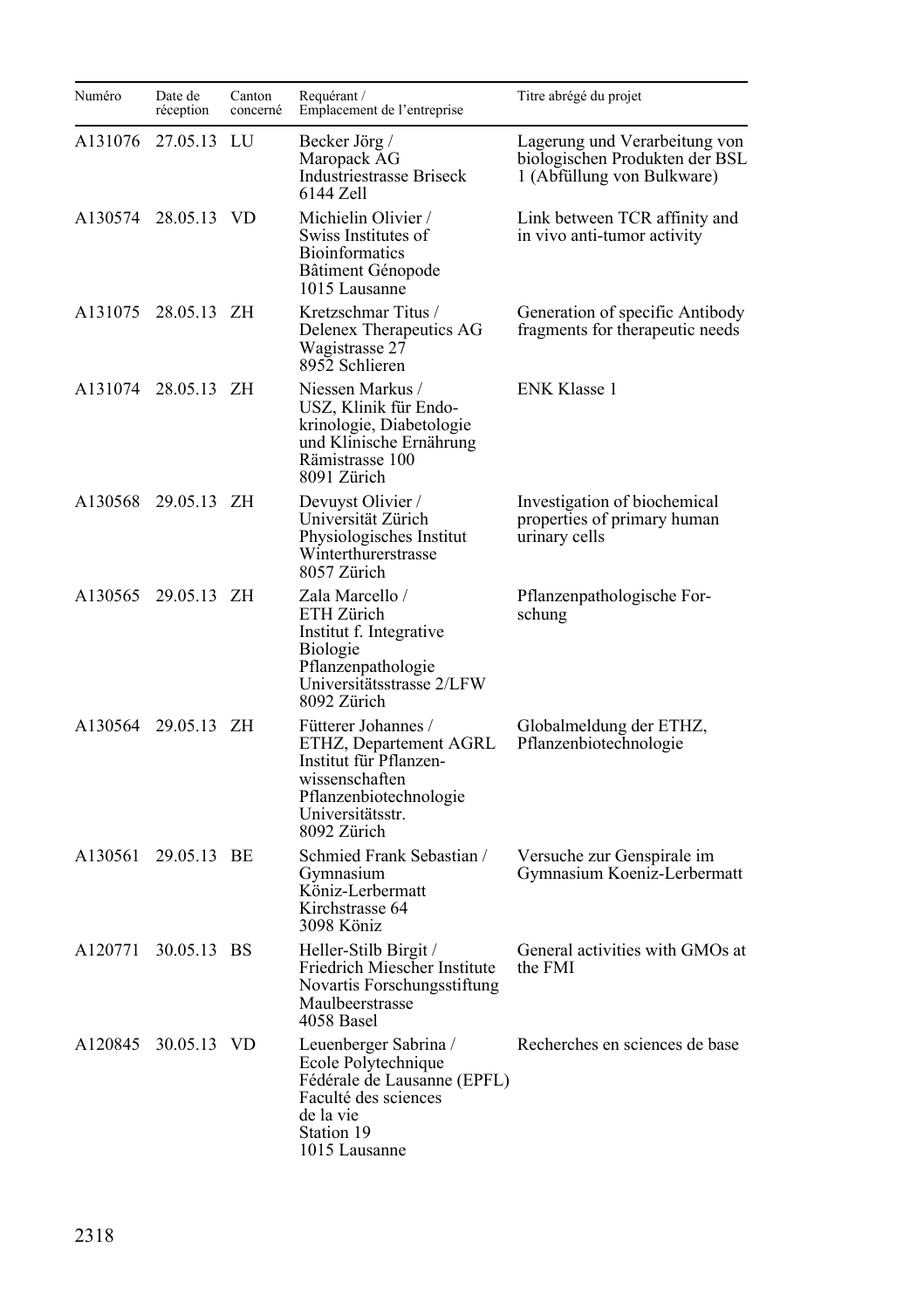| Numéro | Date de réception | Canton concerné | Requérant / Emplacement de l'entreprise | Titre abrégé du projet |
|---|---|---|---|---|
| A131076 | 27.05.13 | LU | Becker Jörg / Maropack AG Industriestrasse Briseck 6144 Zell | Lagerung und Verarbeitung von biologischen Produkten der BSL 1 (Abfüllung von Bulkware) |
| A130574 | 28.05.13 | VD | Michielin Olivier / Swiss Institutes of Bioinformatics Bâtiment Génopode 1015 Lausanne | Link between TCR affinity and in vivo anti-tumor activity |
| A131075 | 28.05.13 | ZH | Kretzschmar Titus / Delenex Therapeutics AG Wagistrasse 27 8952 Schlieren | Generation of specific Antibody fragments for therapeutic needs |
| A131074 | 28.05.13 | ZH | Niessen Markus / USZ, Klinik für Endokrinologie, Diabetologie und Klinische Ernährung Rämistrasse 100 8091 Zürich | ENK Klasse 1 |
| A130568 | 29.05.13 | ZH | Devuyst Olivier / Universität Zürich Physiologisches Institut Winterthurerstrasse 8057 Zürich | Investigation of biochemical properties of primary human urinary cells |
| A130565 | 29.05.13 | ZH | Zala Marcello / ETH Zürich Institut f. Integrative Biologie Pflanzenpathologie Universitätsstrasse 2/LFW 8092 Zürich | Pflanzenpathologische Forschung |
| A130564 | 29.05.13 | ZH | Fütterer Johannes / ETHZ, Departement AGRL Institut für Pflanzenwissenschaften Pflanzenbiotechnologie Universitätsstr. 8092 Zürich | Globalmeldung der ETHZ, Pflanzenbiotechnologie |
| A130561 | 29.05.13 | BE | Schmied Frank Sebastian / Gymnasium Köniz-Lerbermatt Kirchstrasse 64 3098 Köniz | Versuche zur Genspirale im Gymnasium Koeniz-Lerbermatt |
| A120771 | 30.05.13 | BS | Heller-Stilb Birgit / Friedrich Miescher Institute Novartis Forschungsstiftung Maulbeerstrasse 4058 Basel | General activities with GMOs at the FMI |
| A120845 | 30.05.13 | VD | Leuenberger Sabrina / Ecole Polytechnique Fédérale de Lausanne (EPFL) Faculté des sciences de la vie Station 19 1015 Lausanne | Recherches en sciences de base |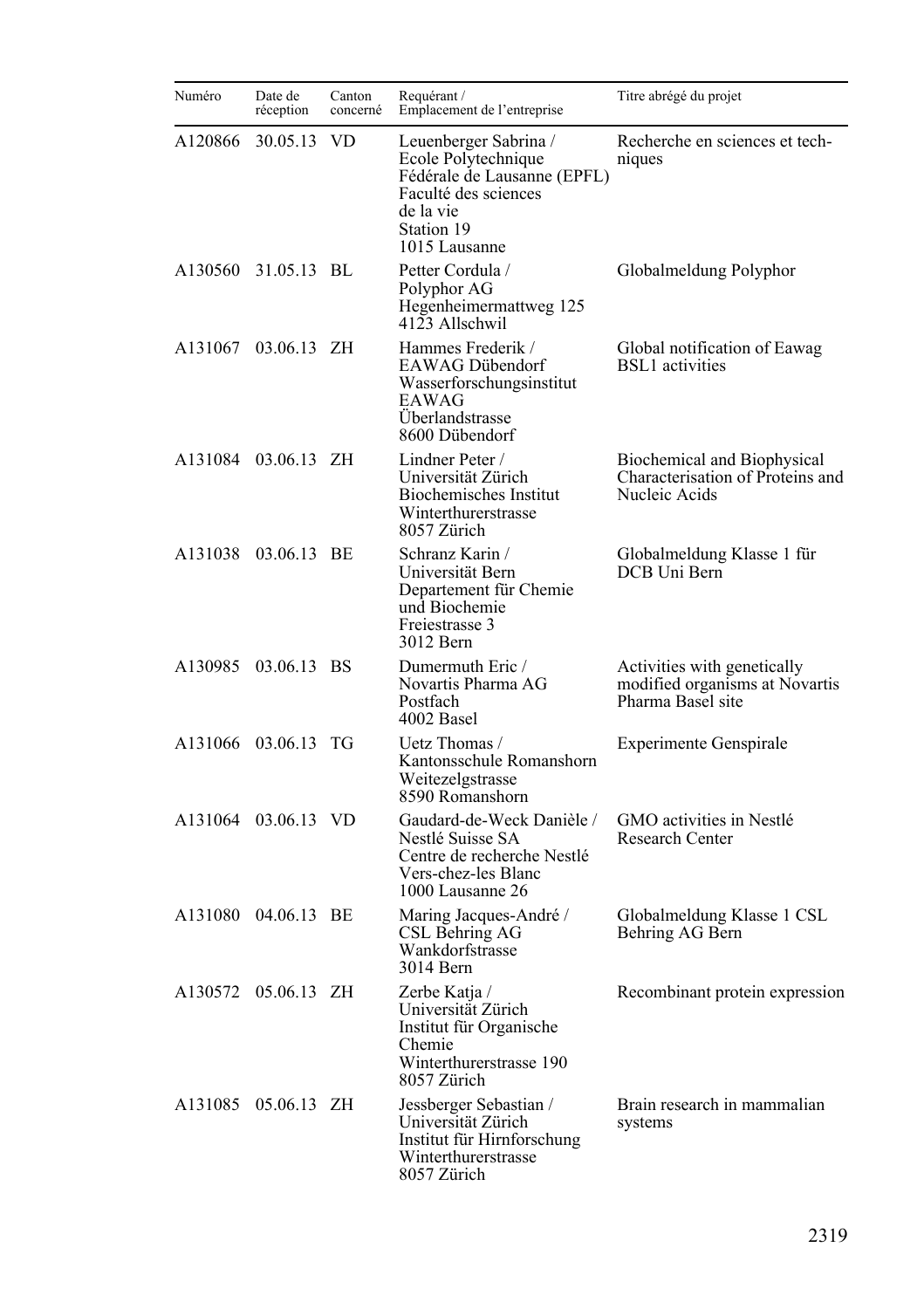| Numéro | Date de réception | Canton concerné | Requérant / Emplacement de l'entreprise | Titre abrégé du projet |
|---|---|---|---|---|
| A120866 | 30.05.13 | VD | Leuenberger Sabrina / Ecole Polytechnique Fédérale de Lausanne (EPFL) Faculté des sciences de la vie Station 19 1015 Lausanne | Recherche en sciences et techniques |
| A130560 | 31.05.13 | BL | Petter Cordula / Polyphor AG Hegenheimermattweg 125 4123 Allschwil | Globalmeldung Polyphor |
| A131067 | 03.06.13 | ZH | Hammes Frederik / EAWAG Dübendorf Wasserforschungsinstitut EAWAG Überlandstrasse 8600 Dübendorf | Global notification of Eawag BSL1 activities |
| A131084 | 03.06.13 | ZH | Lindner Peter / Universität Zürich Biochemisches Institut Winterthurerstrasse 8057 Zürich | Biochemical and Biophysical Characterisation of Proteins and Nucleic Acids |
| A131038 | 03.06.13 | BE | Schranz Karin / Universität Bern Departement für Chemie und Biochemie Freiestrasse 3 3012 Bern | Globalmeldung Klasse 1 für DCB Uni Bern |
| A130985 | 03.06.13 | BS | Dumermuth Eric / Novartis Pharma AG Postfach 4002 Basel | Activities with genetically modified organisms at Novartis Pharma Basel site |
| A131066 | 03.06.13 | TG | Uetz Thomas / Kantonsschule Romanshorn Weitezelgstrasse 8590 Romanshorn | Experimente Genspirale |
| A131064 | 03.06.13 | VD | Gaudard-de-Weck Danièle / Nestlé Suisse SA Centre de recherche Nestlé Vers-chez-les Blanc 1000 Lausanne 26 | GMO activities in Nestlé Research Center |
| A131080 | 04.06.13 | BE | Maring Jacques-André / CSL Behring AG Wankdorfstrasse 3014 Bern | Globalmeldung Klasse 1 CSL Behring AG Bern |
| A130572 | 05.06.13 | ZH | Zerbe Katja / Universität Zürich Institut für Organische Chemie Winterthurerstrasse 190 8057 Zürich | Recombinant protein expression |
| A131085 | 05.06.13 | ZH | Jessberger Sebastian / Universität Zürich Institut für Hirnforschung Winterthurerstrasse 8057 Zürich | Brain research in mammalian systems |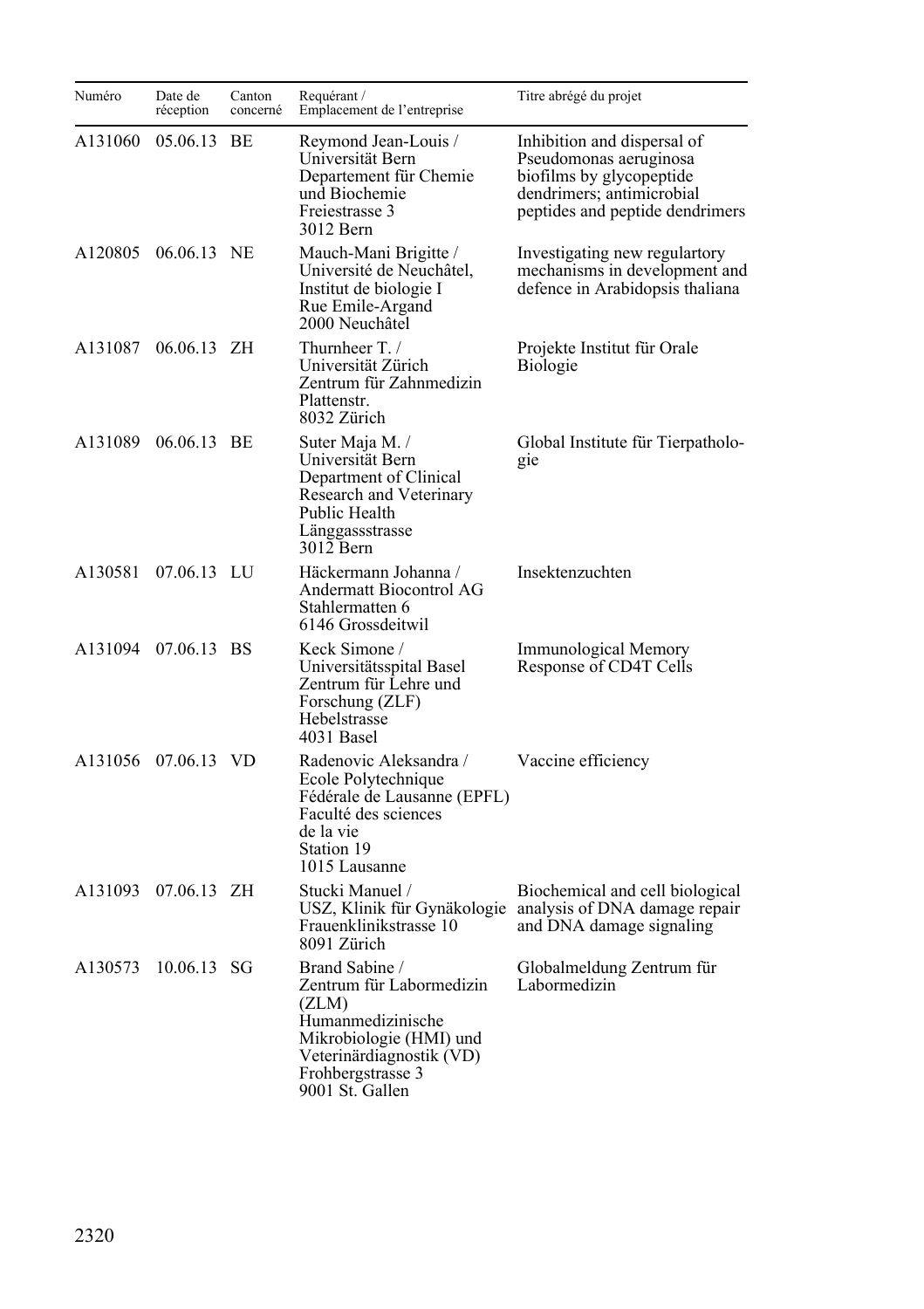| Numéro | Date de réception | Canton concerné | Requérant / Emplacement de l'entreprise | Titre abrégé du projet |
|---|---|---|---|---|
| A131060 | 05.06.13 | BE | Reymond Jean-Louis / Universität Bern Departement für Chemie und Biochemie Freiestrasse 3 3012 Bern | Inhibition and dispersal of Pseudomonas aeruginosa biofilms by glycopeptide dendrimers; antimicrobial peptides and peptide dendrimers |
| A120805 | 06.06.13 | NE | Mauch-Mani Brigitte / Université de Neuchâtel, Institut de biologie I Rue Emile-Argand 2000 Neuchâtel | Investigating new regulartory mechanisms in development and defence in Arabidopsis thaliana |
| A131087 | 06.06.13 | ZH | Thurnheer T. / Universität Zürich Zentrum für Zahnmedizin Plattenstr. 8032 Zürich | Projekte Institut für Orale Biologie |
| A131089 | 06.06.13 | BE | Suter Maja M. / Universität Bern Department of Clinical Research and Veterinary Public Health Länggassstrasse 3012 Bern | Global Institute für Tierpathologie |
| A130581 | 07.06.13 | LU | Häckermann Johanna / Andermatt Biocontrol AG Stahlermatten 6 6146 Grossdeitwil | Insektenzuchten |
| A131094 | 07.06.13 | BS | Keck Simone / Universitätsspital Basel Zentrum für Lehre und Forschung (ZLF) Hebelstrasse 4031 Basel | Immunological Memory Response of CD4T Cells |
| A131056 | 07.06.13 | VD | Radenovic Aleksandra / Ecole Polytechnique Fédérale de Lausanne (EPFL) Faculté des sciences de la vie Station 19 1015 Lausanne | Vaccine efficiency |
| A131093 | 07.06.13 | ZH | Stucki Manuel / USZ, Klinik für Gynäkologie Frauenklinikstrasse 10 8091 Zürich | Biochemical and cell biological analysis of DNA damage repair and DNA damage signaling |
| A130573 | 10.06.13 | SG | Brand Sabine / Zentrum für Labormedizin (ZLM) Humanmedizinische Mikrobiologie (HMI) und Veterinärdiagnostik (VD) Frohbergstrasse 3 9001 St. Gallen | Globalmeldung Zentrum für Labormedizin |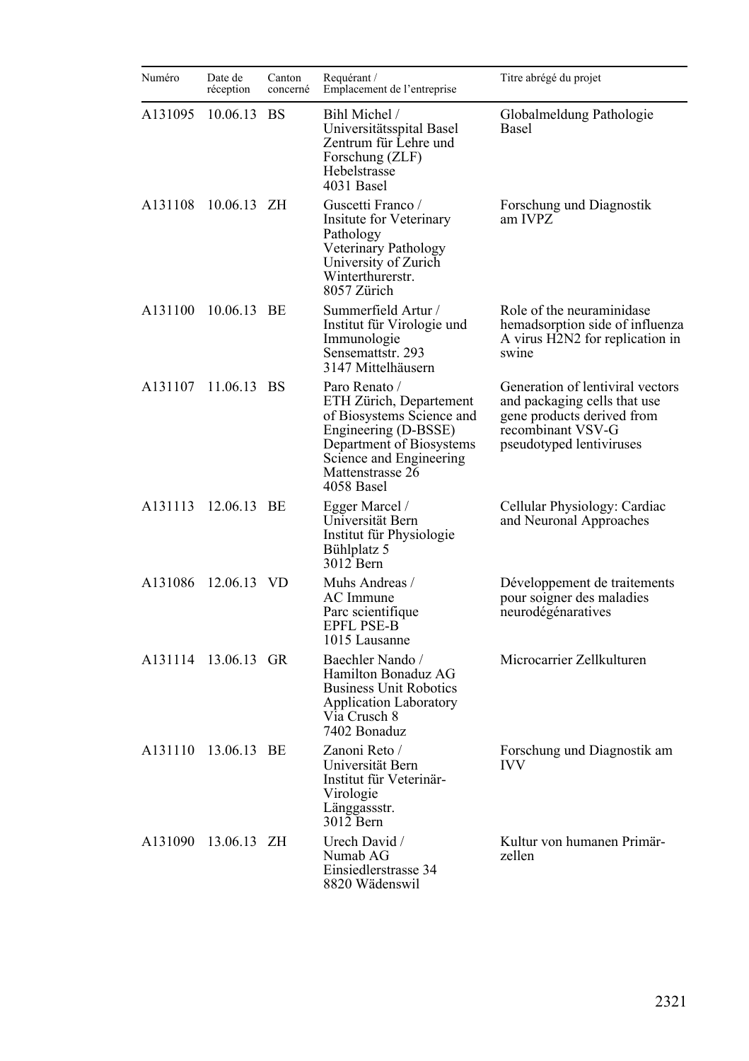| Numéro | Date de réception | Canton concerné | Requérant / Emplacement de l'entreprise | Titre abrégé du projet |
|---|---|---|---|---|
| A131095 | 10.06.13 | BS | Bihl Michel / Universitätsspital Basel Zentrum für Lehre und Forschung (ZLF) Hebelstrasse 4031 Basel | Globalmeldung Pathologie Basel |
| A131108 | 10.06.13 | ZH | Guscetti Franco / Insitute for Veterinary Pathology Veterinary Pathology University of Zurich Winterthurerstr. 8057 Zürich | Forschung und Diagnostik am IVPZ |
| A131100 | 10.06.13 | BE | Summerfield Artur / Institut für Virologie und Immunologie Sensemattstr. 293 3147 Mittelhäusern | Role of the neuraminidase hemadsorption side of influenza A virus H2N2 for replication in swine |
| A131107 | 11.06.13 | BS | Paro Renato / ETH Zürich, Departement of Biosystems Science and Engineering (D-BSSE) Department of Biosystems Science and Engineering Mattenstrasse 26 4058 Basel | Generation of lentiviral vectors and packaging cells that use gene products derived from recombinant VSV-G pseudotyped lentiviruses |
| A131113 | 12.06.13 | BE | Egger Marcel / Universität Bern Institut für Physiologie Bühlplatz 5 3012 Bern | Cellular Physiology: Cardiac and Neuronal Approaches |
| A131086 | 12.06.13 | VD | Muhs Andreas / AC Immune Parc scientifique EPFL PSE-B 1015 Lausanne | Développement de traitements pour soigner des maladies neurodégénaratives |
| A131114 | 13.06.13 | GR | Baechler Nando / Hamilton Bonaduz AG Business Unit Robotics Application Laboratory Via Crusch 8 7402 Bonaduz | Microcarrier Zellkulturen |
| A131110 | 13.06.13 | BE | Zanoni Reto / Universität Bern Institut für Veterinär-Virologie Länggassstr. 3012 Bern | Forschung und Diagnostik am IVV |
| A131090 | 13.06.13 | ZH | Urech David / Numab AG Einsiedlerstrasse 34 8820 Wädenswil | Kultur von humanen Primär-zellen |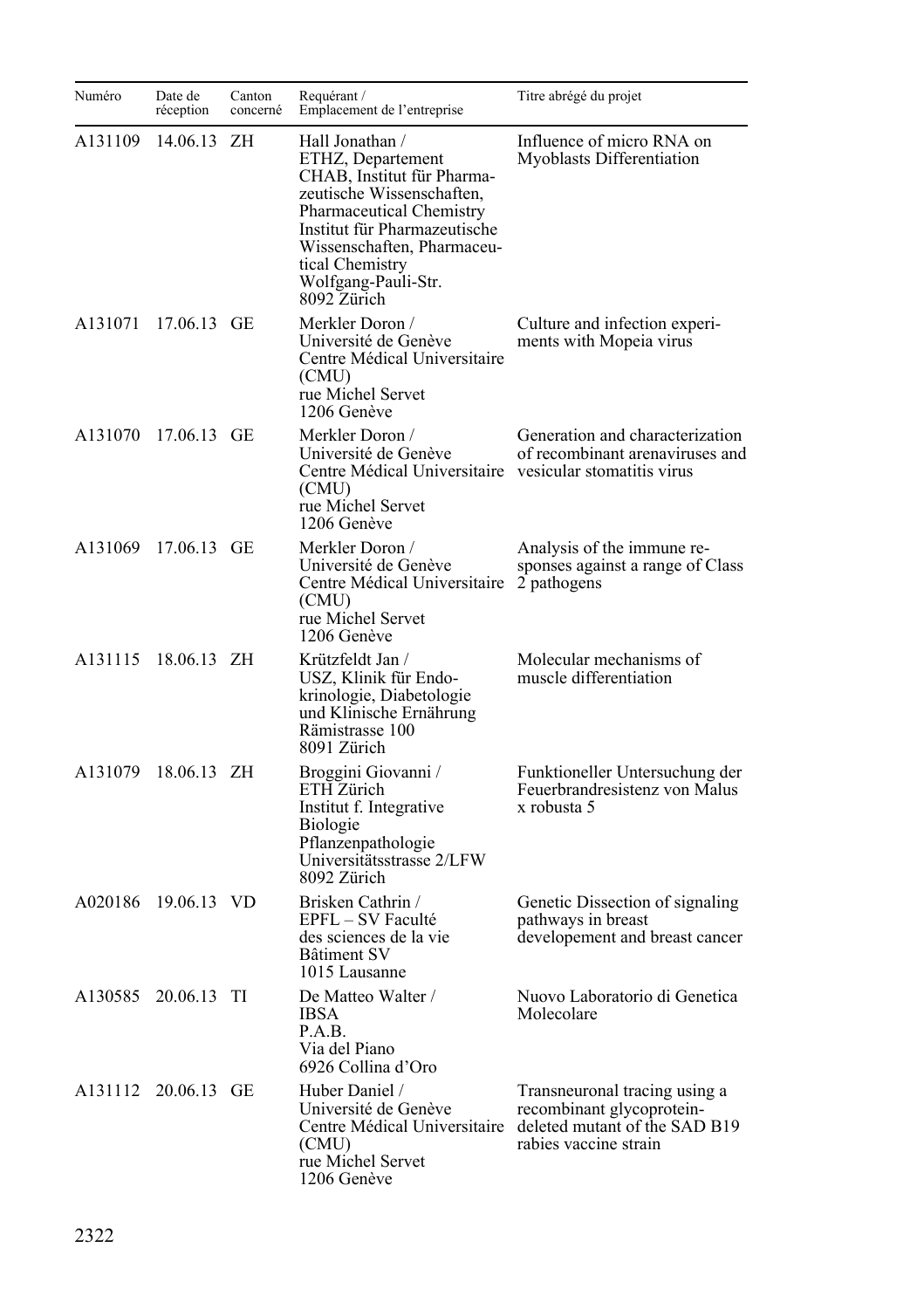| Numéro | Date de réception | Canton concerné | Requérant / Emplacement de l'entreprise | Titre abrégé du projet |
|---|---|---|---|---|
| A131109 | 14.06.13 | ZH | Hall Jonathan / ETHZ, Departement CHAB, Institut für Pharmazeutische Wissenschaften, Pharmaceutical Chemistry Institut für Pharmazeutische Wissenschaften, Pharmaceutical Chemistry Wolfgang-Pauli-Str. 8092 Zürich | Influence of micro RNA on Myoblasts Differentiation |
| A131071 | 17.06.13 | GE | Merkler Doron / Université de Genève Centre Médical Universitaire (CMU) rue Michel Servet 1206 Genève | Culture and infection experiments with Mopeia virus |
| A131070 | 17.06.13 | GE | Merkler Doron / Université de Genève Centre Médical Universitaire (CMU) rue Michel Servet 1206 Genève | Generation and characterization of recombinant arenaviruses and vesicular stomatitis virus |
| A131069 | 17.06.13 | GE | Merkler Doron / Université de Genève Centre Médical Universitaire (CMU) rue Michel Servet 1206 Genève | Analysis of the immune responses against a range of Class 2 pathogens |
| A131115 | 18.06.13 | ZH | Krützfeldt Jan / USZ, Klinik für Endokrinologie, Diabetologie und Klinische Ernährung Rämistrasse 100 8091 Zürich | Molecular mechanisms of muscle differentiation |
| A131079 | 18.06.13 | ZH | Broggini Giovanni / ETH Zürich Institut f. Integrative Biologie Pflanzenpathologie Universitätsstrasse 2/LFW 8092 Zürich | Funktioneller Untersuchung der Feuerbrandresistenz von Malus x robusta 5 |
| A020186 | 19.06.13 | VD | Brisken Cathrin / EPFL – SV Faculté des sciences de la vie Bâtiment SV 1015 Lausanne | Genetic Dissection of signaling pathways in breast developement and breast cancer |
| A130585 | 20.06.13 | TI | De Matteo Walter / IBSA P.A.B. Via del Piano 6926 Collina d'Oro | Nuovo Laboratorio di Genetica Molecolare |
| A131112 | 20.06.13 | GE | Huber Daniel / Université de Genève Centre Médical Universitaire (CMU) rue Michel Servet 1206 Genève | Transneuronal tracing using a recombinant glycoprotein-deleted mutant of the SAD B19 rabies vaccine strain |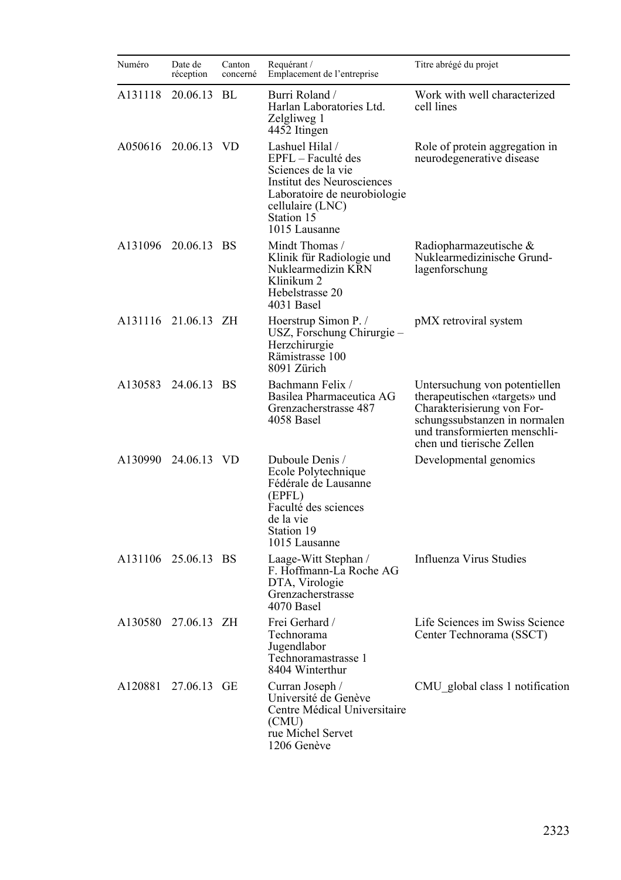| Numéro | Date de réception | Canton concerné | Requérant / Emplacement de l'entreprise | Titre abrégé du projet |
|---|---|---|---|---|
| A131118 | 20.06.13 | BL | Burri Roland / Harlan Laboratories Ltd. Zelgliweg 1 4452 Itingen | Work with well characterized cell lines |
| A050616 | 20.06.13 | VD | Lashuel Hilal / EPFL – Faculté des Sciences de la vie Institut des Neurosciences Laboratoire de neurobiologie cellulaire (LNC) Station 15 1015 Lausanne | Role of protein aggregation in neurodegenerative disease |
| A131096 | 20.06.13 | BS | Mindt Thomas / Klinik für Radiologie und Nuklearmedizin KRN Klinikum 2 Hebelstrasse 20 4031 Basel | Radiopharmazeutische & Nuklearmedizinische Grundlagenforschung |
| A131116 | 21.06.13 | ZH | Hoerstrup Simon P. / USZ, Forschung Chirurgie – Herzchirurgie Rämistrasse 100 8091 Zürich | pMX retroviral system |
| A130583 | 24.06.13 | BS | Bachmann Felix / Basilea Pharmaceutica AG Grenzacherstrasse 487 4058 Basel | Untersuchung von potentiellen therapeutischen «targets» und Charakterisierung von Forschungssubstanzen in normalen und transformierten menschlichen und tierische Zellen |
| A130990 | 24.06.13 | VD | Duboule Denis / Ecole Polytechnique Fédérale de Lausanne (EPFL) Faculté des sciences de la vie Station 19 1015 Lausanne | Developmental genomics |
| A131106 | 25.06.13 | BS | Laage-Witt Stephan / F. Hoffmann-La Roche AG DTA, Virologie Grenzacherstrasse 4070 Basel | Influenza Virus Studies |
| A130580 | 27.06.13 | ZH | Frei Gerhard / Technorama Jugendlabor Technoramastrasse 1 8404 Winterthur | Life Sciences im Swiss Science Center Technorama (SSCT) |
| A120881 | 27.06.13 | GE | Curran Joseph / Université de Genève Centre Médical Universitaire (CMU) rue Michel Servet 1206 Genève | CMU_global class 1 notification |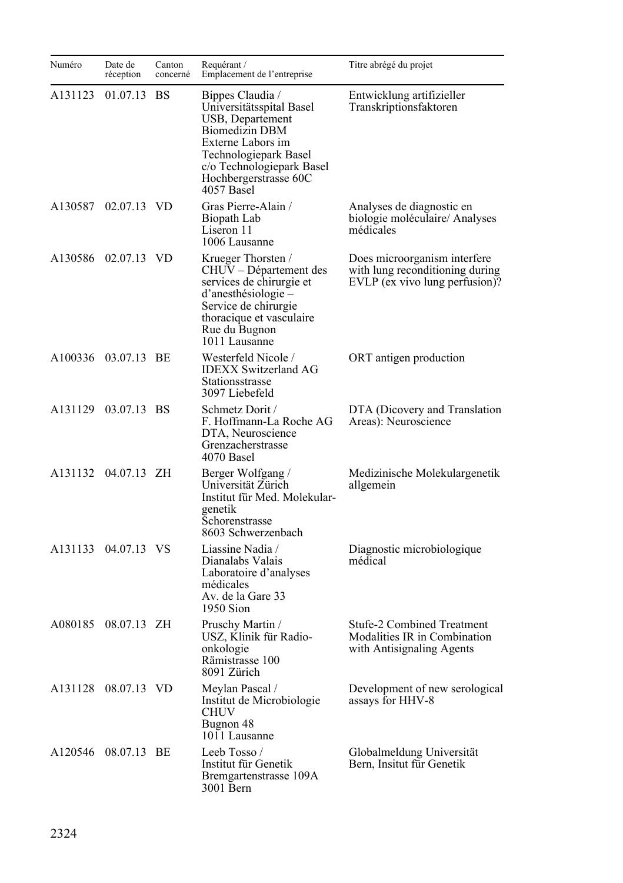| Numéro | Date de réception | Canton concerné | Requérant / Emplacement de l'entreprise | Titre abrégé du projet |
|---|---|---|---|---|
| A131123 | 01.07.13 | BS | Bippes Claudia / Universitätsspital Basel USB, Departement Biomedizin DBM Externe Labors im Technologiepark Basel c/o Technologiepark Basel Hochbergerstrasse 60C 4057 Basel | Entwicklung artifizieller Transkriptionsfaktoren |
| A130587 | 02.07.13 | VD | Gras Pierre-Alain / Biopath Lab Liseron 11 1006 Lausanne | Analyses de diagnostic en biologie moléculaire/ Analyses médicales |
| A130586 | 02.07.13 | VD | Krueger Thorsten / CHUV – Département des services de chirurgie et d'anesthésiologie – Service de chirurgie thoracique et vasculaire Rue du Bugnon 1011 Lausanne | Does microorganism interfere with lung reconditioning during EVLP (ex vivo lung perfusion)? |
| A100336 | 03.07.13 | BE | Westerfeld Nicole / IDEXX Switzerland AG Stationsstrasse 3097 Liebefeld | ORT antigen production |
| A131129 | 03.07.13 | BS | Schmetz Dorit / F. Hoffmann-La Roche AG DTA, Neuroscience Grenzacherstrasse 4070 Basel | DTA (Dicovery and Translation Areas): Neuroscience |
| A131132 | 04.07.13 | ZH | Berger Wolfgang / Universität Zürich Institut für Med. Molekulargenetik Schorenstrasse 8603 Schwerzenbach | Medizinische Molekulargenetik allgemein |
| A131133 | 04.07.13 | VS | Liassine Nadia / Dianalabs Valais Laboratoire d'analyses médicales Av. de la Gare 33 1950 Sion | Diagnostic microbiologique médical |
| A080185 | 08.07.13 | ZH | Pruschy Martin / USZ, Klinik für Radioonkologie Rämistrasse 100 8091 Zürich | Stufe-2 Combined Treatment Modalities IR in Combination with Antisignaling Agents |
| A131128 | 08.07.13 | VD | Meylan Pascal / Institut de Microbiologie CHUV Bugnon 48 1011 Lausanne | Development of new serological assays for HHV-8 |
| A120546 | 08.07.13 | BE | Leeb Tosso / Institut für Genetik Bremgartenstrasse 109A 3001 Bern | Globalmeldung Universität Bern, Insitut für Genetik |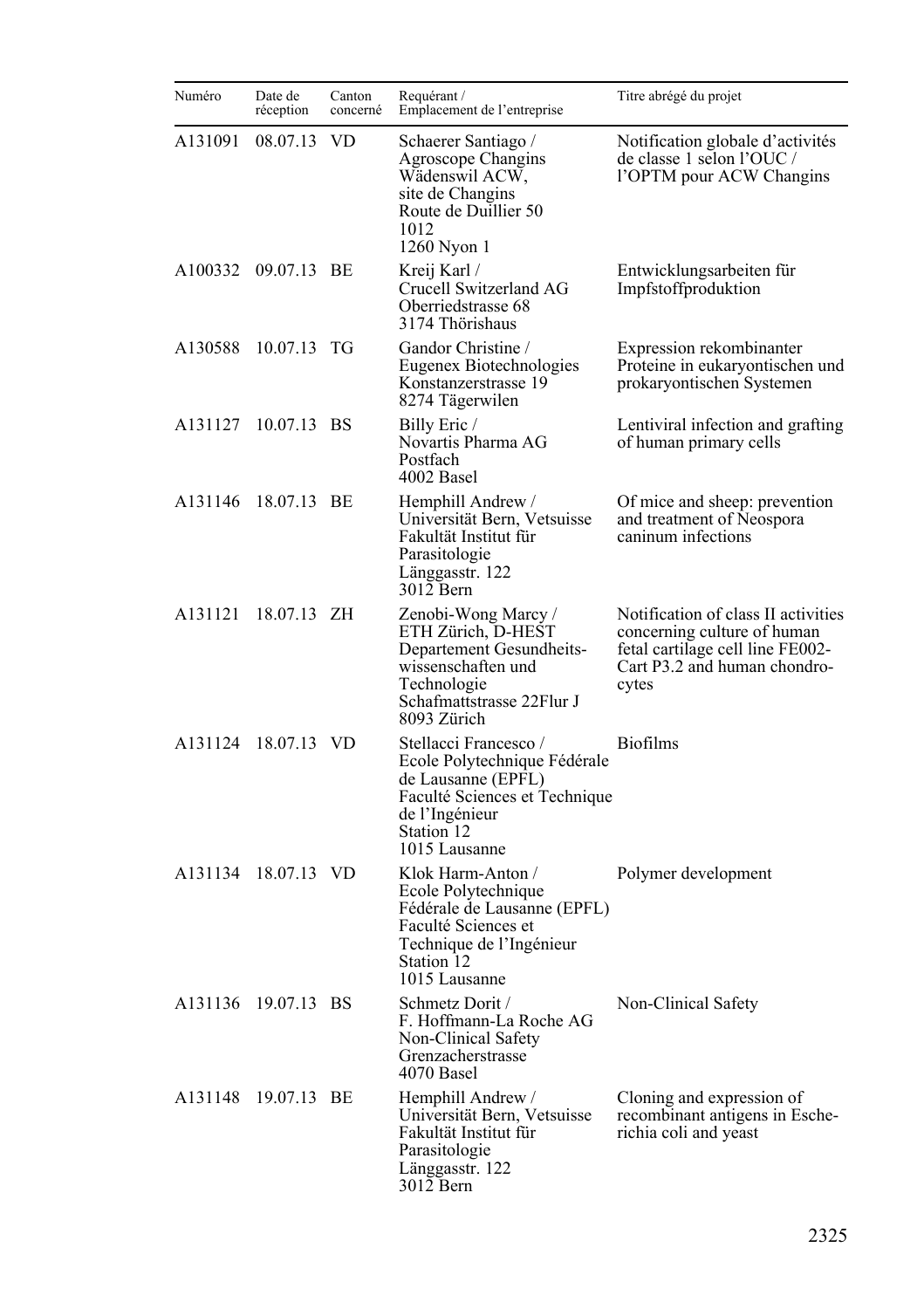| Numéro | Date de réception | Canton concerné | Requérant / Emplacement de l'entreprise | Titre abrégé du projet |
|---|---|---|---|---|
| A131091 | 08.07.13 | VD | Schaerer Santiago / Agroscope Changins Wädenswil ACW, site de Changins Route de Duillier 50 1012 1260 Nyon 1 | Notification globale d'activités de classe 1 selon l'OUC / l'OPTM pour ACW Changins |
| A100332 | 09.07.13 | BE | Kreij Karl / Crucell Switzerland AG Oberriedstrasse 68 3174 Thörishaus | Entwicklungsarbeiten für Impfstoffproduktion |
| A130588 | 10.07.13 | TG | Gandor Christine / Eugenex Biotechnologies Konstanzerstrasse 19 8274 Tägerwilen | Expression rekombinanter Proteine in eukaryontischen und prokaryontischen Systemen |
| A131127 | 10.07.13 | BS | Billy Eric / Novartis Pharma AG Postfach 4002 Basel | Lentiviral infection and grafting of human primary cells |
| A131146 | 18.07.13 | BE | Hemphill Andrew / Universität Bern, Vetsuisse Fakultät Institut für Parasitologie Länggasstr. 122 3012 Bern | Of mice and sheep: prevention and treatment of Neospora caninum infections |
| A131121 | 18.07.13 | ZH | Zenobi-Wong Marcy / ETH Zürich, D-HEST Departement Gesundheitswissenschaften und Technologie Schafmattstrasse 22Flur J 8093 Zürich | Notification of class II activities concerning culture of human fetal cartilage cell line FE002-Cart P3.2 and human chondrocytes |
| A131124 | 18.07.13 | VD | Stellacci Francesco / Ecole Polytechnique Fédérale de Lausanne (EPFL) Faculté Sciences et Technique de l'Ingénieur Station 12 1015 Lausanne | Biofilms |
| A131134 | 18.07.13 | VD | Klok Harm-Anton / Ecole Polytechnique Fédérale de Lausanne (EPFL) Faculté Sciences et Technique de l'Ingénieur Station 12 1015 Lausanne | Polymer development |
| A131136 | 19.07.13 | BS | Schmetz Dorit / F. Hoffmann-La Roche AG Non-Clinical Safety Grenzacherstrasse 4070 Basel | Non-Clinical Safety |
| A131148 | 19.07.13 | BE | Hemphill Andrew / Universität Bern, Vetsuisse Fakultät Institut für Parasitologie Länggasstr. 122 3012 Bern | Cloning and expression of recombinant antigens in Escherichia coli and yeast |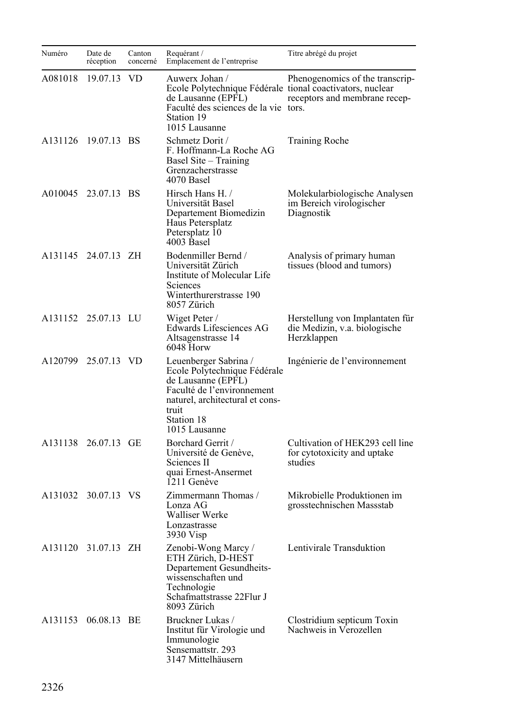| Numéro | Date de réception | Canton concerné | Requérant / Emplacement de l'entreprise | Titre abrégé du projet |
|---|---|---|---|---|
| A081018 | 19.07.13 | VD | Auwerx Johan / Ecole Polytechnique Fédérale de Lausanne (EPFL) Faculté des sciences de la vie Station 19 1015 Lausanne | Phenogenomics of the transcriptional coactivators, nuclear receptors and membrane receptors. |
| A131126 | 19.07.13 | BS | Schmetz Dorit / F. Hoffmann-La Roche AG Basel Site – Training Grenzacherstrasse 4070 Basel | Training Roche |
| A010045 | 23.07.13 | BS | Hirsch Hans H. / Universität Basel Departement Biomedizin Haus Petersplatz Petersplatz 10 4003 Basel | Molekularbiologische Analysen im Bereich virologischer Diagnostik |
| A131145 | 24.07.13 | ZH | Bodenmiller Bernd / Universität Zürich Institute of Molecular Life Sciences Winterthurerstrasse 190 8057 Zürich | Analysis of primary human tissues (blood and tumors) |
| A131152 | 25.07.13 | LU | Wiget Peter / Edwards Lifesciences AG Altsagenstrasse 14 6048 Horw | Herstellung von Implantaten für die Medizin, v.a. biologische Herzklappen |
| A120799 | 25.07.13 | VD | Leuenberger Sabrina / Ecole Polytechnique Fédérale de Lausanne (EPFL) Faculté de l'environnement naturel, architectural et construit Station 18 1015 Lausanne | Ingénierie de l'environnement |
| A131138 | 26.07.13 | GE | Borchard Gerrit / Université de Genève, Sciences II quai Ernest-Ansermet 1211 Genève | Cultivation of HEK293 cell line for cytotoxicity and uptake studies |
| A131032 | 30.07.13 | VS | Zimmermann Thomas / Lonza AG Walliser Werke Lonzastrasse 3930 Visp | Mikrobielle Produktionen im grosstechnischen Massstab |
| A131120 | 31.07.13 | ZH | Zenobi-Wong Marcy / ETH Zürich, D-HEST Departement Gesundheitswissenschaften und Technologie Schafmattstrasse 22Flur J 8093 Zürich | Lentivirale Transduktion |
| A131153 | 06.08.13 | BE | Bruckner Lukas / Institut für Virologie und Immunologie Sensemattstr. 293 3147 Mittelhäusern | Clostridium septicum Toxin Nachweis in Verozellen |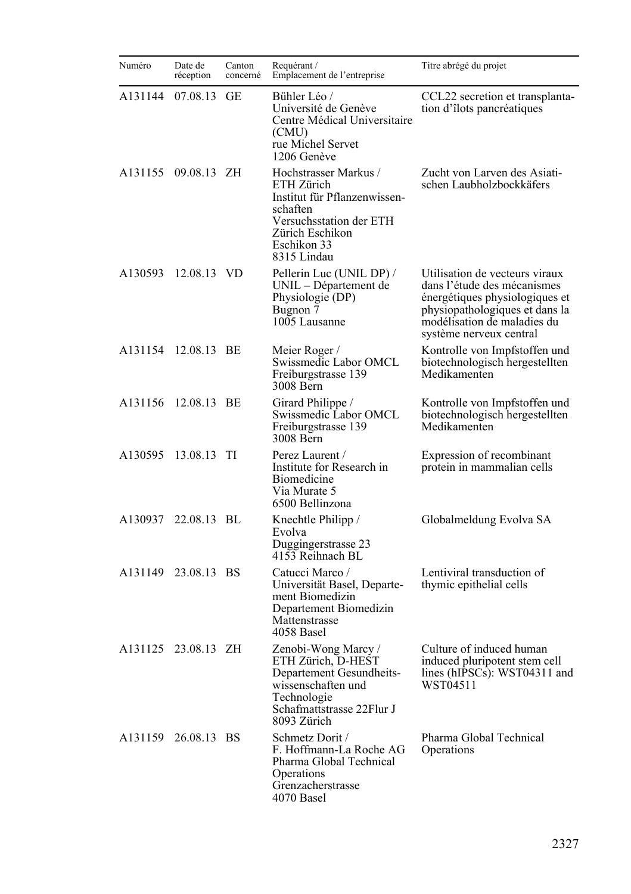| Numéro | Date de réception | Canton concerné | Requérant / Emplacement de l'entreprise | Titre abrégé du projet |
|---|---|---|---|---|
| A131144 | 07.08.13 | GE | Bühler Léo / Université de Genève Centre Médical Universitaire (CMU) rue Michel Servet 1206 Genève | CCL22 secretion et transplantation d'îlots pancréatiques |
| A131155 | 09.08.13 | ZH | Hochstrasser Markus / ETH Zürich Institut für Pflanzenwissenschaften Versuchsstation der ETH Zürich Eschikon Eschikon 33 8315 Lindau | Zucht von Larven des Asiatischen Laubholzbockkäfers |
| A130593 | 12.08.13 | VD | Pellerin Luc (UNIL DP) / UNIL – Département de Physiologie (DP) Bugnon 7 1005 Lausanne | Utilisation de vecteurs viraux dans l'étude des mécanismes énergétiques physiologiques et physiopathologiques et dans la modélisation de maladies du système nerveux central |
| A131154 | 12.08.13 | BE | Meier Roger / Swissmedic Labor OMCL Freiburgstrasse 139 3008 Bern | Kontrolle von Impfstoffen und biotechnologisch hergestellten Medikamenten |
| A131156 | 12.08.13 | BE | Girard Philippe / Swissmedic Labor OMCL Freiburgstrasse 139 3008 Bern | Kontrolle von Impfstoffen und biotechnologisch hergestellten Medikamenten |
| A130595 | 13.08.13 | TI | Perez Laurent / Institute for Research in Biomedicine Via Murate 5 6500 Bellinzona | Expression of recombinant protein in mammalian cells |
| A130937 | 22.08.13 | BL | Knechtle Philipp / Evolva Duggingerstrasse 23 4153 Reihnach BL | Globalmeldung Evolva SA |
| A131149 | 23.08.13 | BS | Catucci Marco / Universität Basel, Departement Biomedizin Departement Biomedizin Mattenstrasse 4058 Basel | Lentiviral transduction of thymic epithelial cells |
| A131125 | 23.08.13 | ZH | Zenobi-Wong Marcy / ETH Zürich, D-HEST Departement Gesundheitswissenschaften und Technologie Schafmattstrasse 22Flur J 8093 Zürich | Culture of induced human induced pluripotent stem cell lines (hIPSCs): WST04311 and WST04511 |
| A131159 | 26.08.13 | BS | Schmetz Dorit / F. Hoffmann-La Roche AG Pharma Global Technical Operations Grenzacherstrasse 4070 Basel | Pharma Global Technical Operations |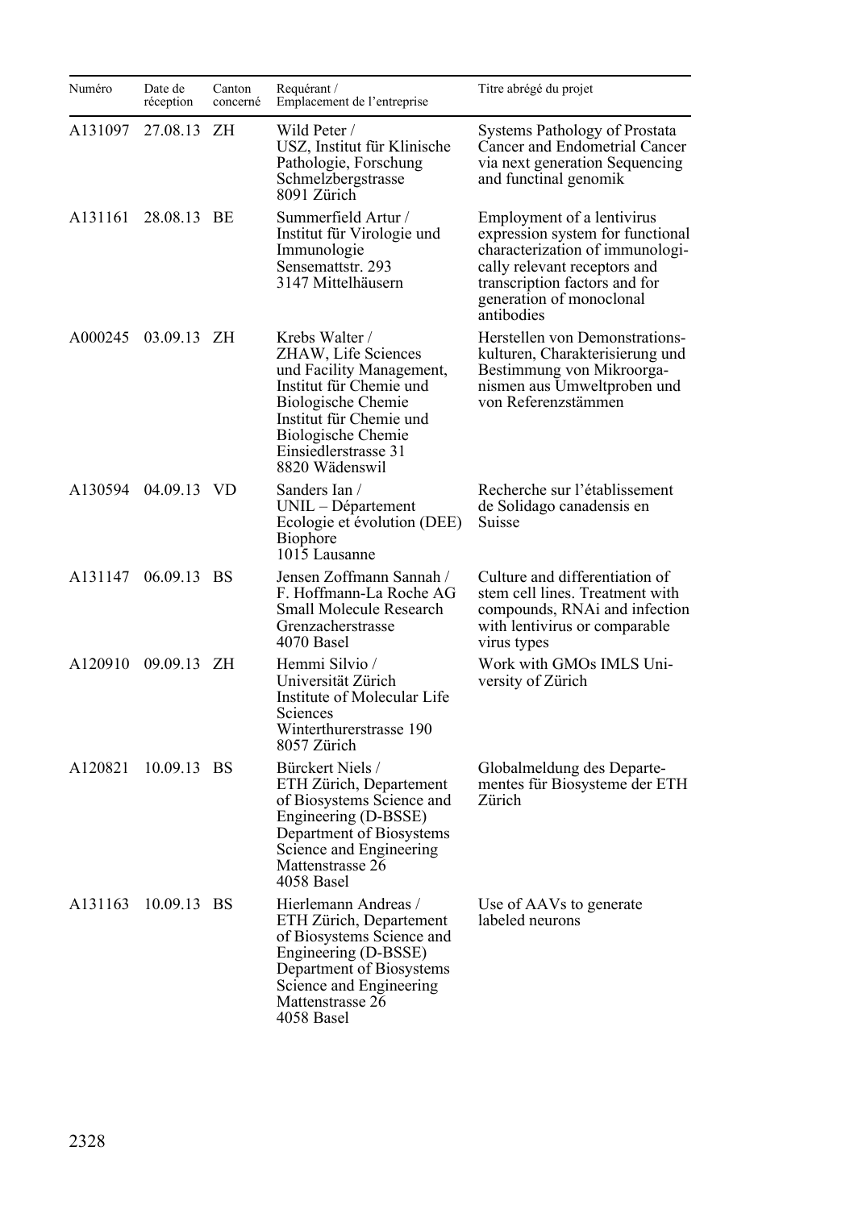| Numéro | Date de réception | Canton concerné | Requérant / Emplacement de l'entreprise | Titre abrégé du projet |
|---|---|---|---|---|
| A131097 | 27.08.13 | ZH | Wild Peter / USZ, Institut für Klinische Pathologie, Forschung Schmelzbergstrasse 8091 Zürich | Systems Pathology of Prostata Cancer and Endometrial Cancer via next generation Sequencing and functinal genomik |
| A131161 | 28.08.13 | BE | Summerfield Artur / Institut für Virologie und Immunologie Sensemattstr. 293 3147 Mittelhäusern | Employment of a lentivirus expression system for functional characterization of immunologically relevant receptors and transcription factors and for generation of monoclonal antibodies |
| A000245 | 03.09.13 | ZH | Krebs Walter / ZHAW, Life Sciences und Facility Management, Institut für Chemie und Biologische Chemie Institut für Chemie und Biologische Chemie Einsiedlerstrasse 31 8820 Wädenswil | Herstellen von Demonstrationskulturen, Charakterisierung und Bestimmung von Mikroorganismen aus Umweltproben und von Referenzstämmen |
| A130594 | 04.09.13 | VD | Sanders Ian / UNIL – Département Ecologie et évolution (DEE) Biophore 1015 Lausanne | Recherche sur l'établissement de Solidago canadensis en Suisse |
| A131147 | 06.09.13 | BS | Jensen Zoffmann Sannah / F. Hoffmann-La Roche AG Small Molecule Research Grenzacherstrasse 4070 Basel | Culture and differentiation of stem cell lines. Treatment with compounds, RNAi and infection with lentivirus or comparable virus types |
| A120910 | 09.09.13 | ZH | Hemmi Silvio / Universität Zürich Institute of Molecular Life Sciences Winterthurerstrasse 190 8057 Zürich | Work with GMOs IMLS University of Zürich |
| A120821 | 10.09.13 | BS | Bürckert Niels / ETH Zürich, Departement of Biosystems Science and Engineering (D-BSSE) Department of Biosystems Science and Engineering Mattenstrasse 26 4058 Basel | Globalmeldung des Departementes für Biosysteme der ETH Zürich |
| A131163 | 10.09.13 | BS | Hierlemann Andreas / ETH Zürich, Departement of Biosystems Science and Engineering (D-BSSE) Department of Biosystems Science and Engineering Mattenstrasse 26 4058 Basel | Use of AAVs to generate labeled neurons |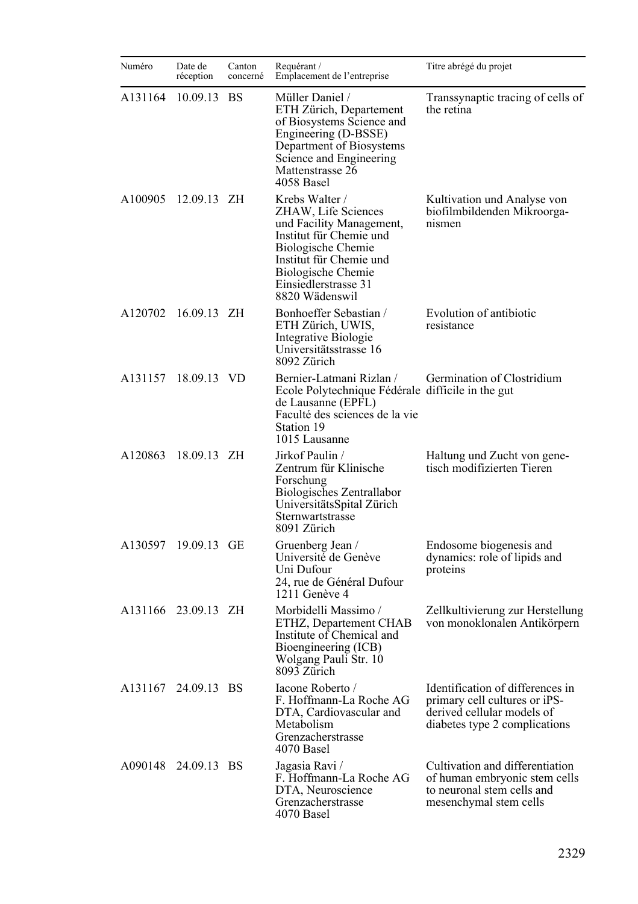| Numéro | Date de réception | Canton concerné | Requérant / Emplacement de l'entreprise | Titre abrégé du projet |
|---|---|---|---|---|
| A131164 | 10.09.13 | BS | Müller Daniel / ETH Zürich, Departement of Biosystems Science and Engineering (D-BSSE) Department of Biosystems Science and Engineering Mattenstrasse 26 4058 Basel | Transsynaptic tracing of cells of the retina |
| A100905 | 12.09.13 | ZH | Krebs Walter / ZHAW, Life Sciences und Facility Management, Institut für Chemie und Biologische Chemie Institut für Chemie und Biologische Chemie Einsiedlerstrasse 31 8820 Wädenswil | Kultivation und Analyse von biofilmbildenden Mikroorga-nismen |
| A120702 | 16.09.13 | ZH | Bonhoeffer Sebastian / ETH Zürich, UWIS, Integrative Biologie Universitätsstrasse 16 8092 Zürich | Evolution of antibiotic resistance |
| A131157 | 18.09.13 | VD | Bernier-Latmani Rizlan / Ecole Polytechnique Fédérale de Lausanne (EPFL) Faculté des sciences de la vie Station 19 1015 Lausanne | Germination of Clostridium difficile in the gut |
| A120863 | 18.09.13 | ZH | Jirkof Paulin / Zentrum für Klinische Forschung Biologisches Zentrallabor UniversitätsSpital Zürich Sternwartstrasse 8091 Zürich | Haltung und Zucht von gene-tisch modifizierten Tieren |
| A130597 | 19.09.13 | GE | Gruenberg Jean / Université de Genève Uni Dufour 24, rue de Général Dufour 1211 Genève 4 | Endosome biogenesis and dynamics: role of lipids and proteins |
| A131166 | 23.09.13 | ZH | Morbidelli Massimo / ETHZ, Departement CHAB Institute of Chemical and Bioengineering (ICB) Wolgang Pauli Str. 10 8093 Zürich | Zellkultivierung zur Herstellung von monoklonalen Antikörpern |
| A131167 | 24.09.13 | BS | Iacone Roberto / F. Hoffmann-La Roche AG DTA, Cardiovascular and Metabolism Grenzacherstrasse 4070 Basel | Identification of differences in primary cell cultures or iPS-derived cellular models of diabetes type 2 complications |
| A090148 | 24.09.13 | BS | Jagasia Ravi / F. Hoffmann-La Roche AG DTA, Neuroscience Grenzacherstrasse 4070 Basel | Cultivation and differentiation of human embryonic stem cells to neuronal stem cells and mesenchymal stem cells |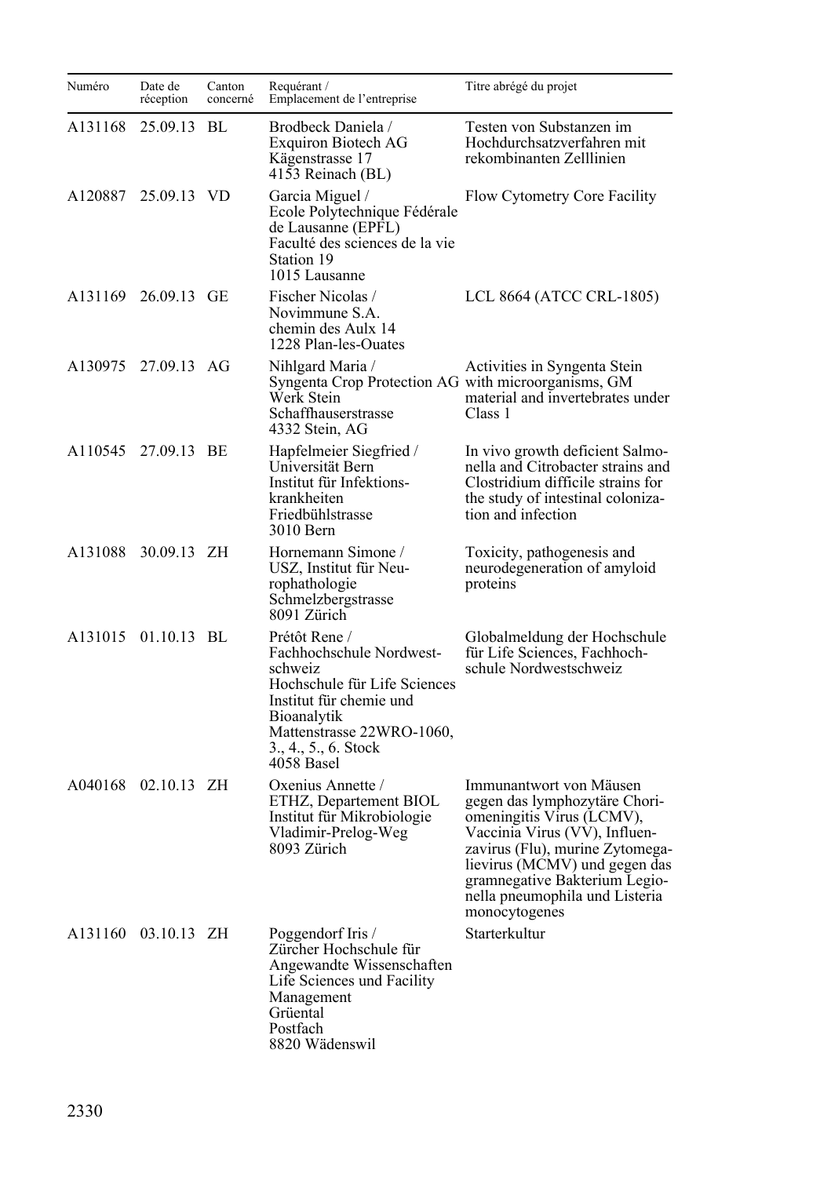| Numéro | Date de réception | Canton concerné | Requérant / Emplacement de l'entreprise | Titre abrégé du projet |
|---|---|---|---|---|
| A131168 | 25.09.13 | BL | Brodbeck Daniela / Exquiron Biotech AG Kägenstrasse 17 4153 Reinach (BL) | Testen von Substanzen im Hochdurchsatzverfahren mit rekombinanten Zelllinien |
| A120887 | 25.09.13 | VD | Garcia Miguel / Ecole Polytechnique Fédérale de Lausanne (EPFL) Faculté des sciences de la vie Station 19 1015 Lausanne | Flow Cytometry Core Facility |
| A131169 | 26.09.13 | GE | Fischer Nicolas / Novimmune S.A. chemin des Aulx 14 1228 Plan-les-Ouates | LCL 8664 (ATCC CRL-1805) |
| A130975 | 27.09.13 | AG | Nihlgard Maria / Syngenta Crop Protection AG Werk Stein Schaffhauserstrasse 4332 Stein, AG | Activities in Syngenta Stein with microorganisms, GM material and invertebrates under Class 1 |
| A110545 | 27.09.13 | BE | Hapfelmeier Siegfried / Universität Bern Institut für Infektionskrankheiten Friedbühlstrasse 3010 Bern | In vivo growth deficient Salmonella and Citrobacter strains and Clostridium difficile strains for the study of intestinal colonization and infection |
| A131088 | 30.09.13 | ZH | Hornemann Simone / USZ, Institut für Neurophathologie Schmelzbergstrasse 8091 Zürich | Toxicity, pathogenesis and neurodegeneration of amyloid proteins |
| A131015 | 01.10.13 | BL | Prétôt Rene / Fachhochschule Nordwestschweiz Hochschule für Life Sciences Institut für chemie und Bioanalytik Mattenstrasse 22WRO-1060, 3., 4., 5., 6. Stock 4058 Basel | Globalmeldung der Hochschule für Life Sciences, Fachhochschule Nordwestschweiz |
| A040168 | 02.10.13 | ZH | Oxenius Annette / ETHZ, Departement BIOL Institut für Mikrobiologie Vladimir-Prelog-Weg 8093 Zürich | Immunantwort von Mäusen gegen das lymphozytäre Choriomeningitis Virus (LCMV), Vaccinia Virus (VV), Influenzavirus (Flu), murine Zytomegalievirus (MCMV) und gegen das gramnegative Bakterium Legionella pneumophila und Listeria monocytogenes |
| A131160 | 03.10.13 | ZH | Poggendorf Iris / Zürcher Hochschule für Angewandte Wissenschaften Life Sciences und Facility Management Grüental Postfach 8820 Wädenswil | Starterkultur |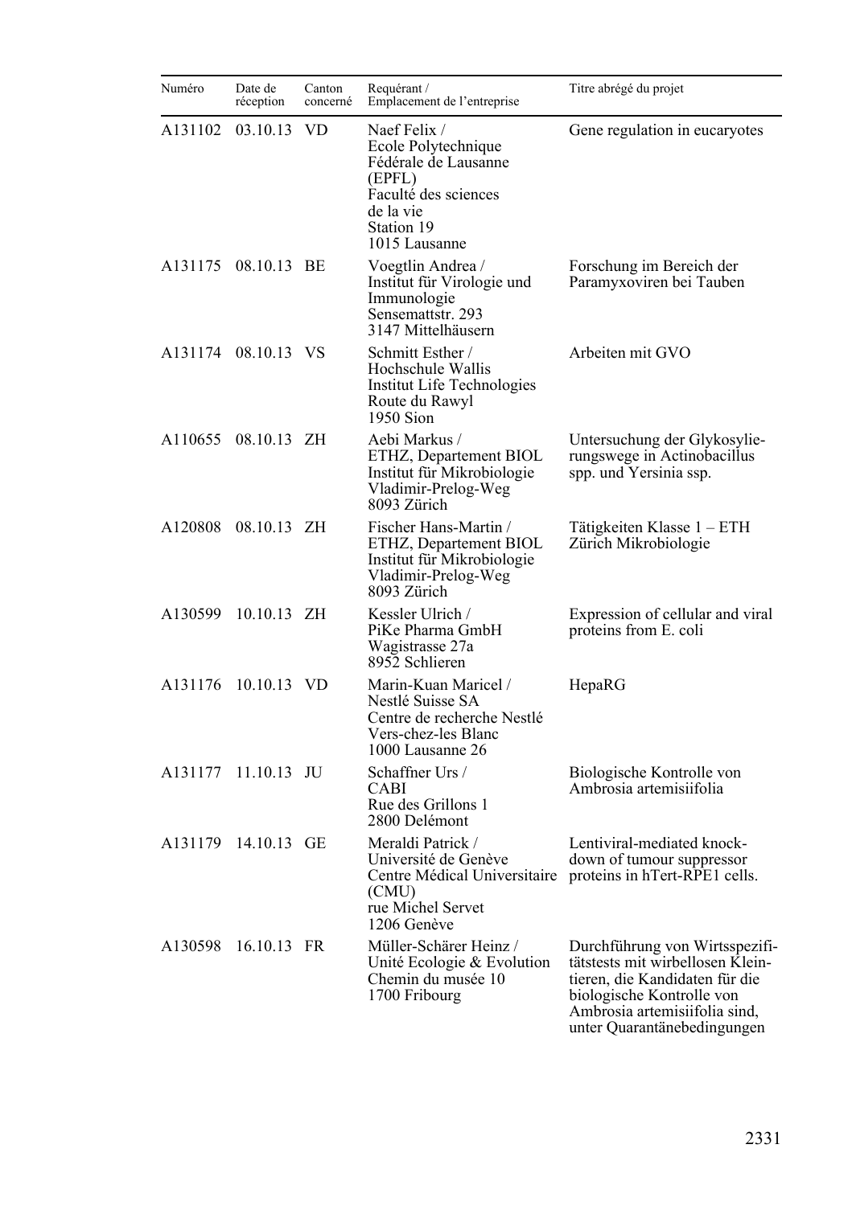| Numéro | Date de réception | Canton concerné | Requérant / Emplacement de l'entreprise | Titre abrégé du projet |
|---|---|---|---|---|
| A131102 | 03.10.13 | VD | Naef Felix / Ecole Polytechnique Fédérale de Lausanne (EPFL) Faculté des sciences de la vie Station 19 1015 Lausanne | Gene regulation in eucaryotes |
| A131175 | 08.10.13 | BE | Voegtlin Andrea / Institut für Virologie und Immunologie Sensemattstr. 293 3147 Mittelhäusern | Forschung im Bereich der Paramyxoviren bei Tauben |
| A131174 | 08.10.13 | VS | Schmitt Esther / Hochschule Wallis Institut Life Technologies Route du Rawyl 1950 Sion | Arbeiten mit GVO |
| A110655 | 08.10.13 | ZH | Aebi Markus / ETHZ, Departement BIOL Institut für Mikrobiologie Vladimir-Prelog-Weg 8093 Zürich | Untersuchung der Glykosylierungswege in Actinobacillus spp. und Yersinia ssp. |
| A120808 | 08.10.13 | ZH | Fischer Hans-Martin / ETHZ, Departement BIOL Institut für Mikrobiologie Vladimir-Prelog-Weg 8093 Zürich | Tätigkeiten Klasse 1 – ETH Zürich Mikrobiologie |
| A130599 | 10.10.13 | ZH | Kessler Ulrich / PiKe Pharma GmbH Wagistrasse 27a 8952 Schlieren | Expression of cellular and viral proteins from E. coli |
| A131176 | 10.10.13 | VD | Marin-Kuan Maricel / Nestlé Suisse SA Centre de recherche Nestlé Vers-chez-les Blanc 1000 Lausanne 26 | HepaRG |
| A131177 | 11.10.13 | JU | Schaffner Urs / CABI Rue des Grillons 1 2800 Delémont | Biologische Kontrolle von Ambrosia artemisiifolia |
| A131179 | 14.10.13 | GE | Meraldi Patrick / Université de Genève Centre Médical Universitaire (CMU) rue Michel Servet 1206 Genève | Lentiviral-mediated knock-down of tumour suppressor proteins in hTert-RPE1 cells. |
| A130598 | 16.10.13 | FR | Müller-Schärer Heinz / Unité Ecologie & Evolution Chemin du musée 10 1700 Fribourg | Durchführung von Wirtsspezifitätstests mit wirbellosen Kleintieren, die Kandidaten für die biologische Kontrolle von Ambrosia artemisiifolia sind, unter Quarantänebedingungen |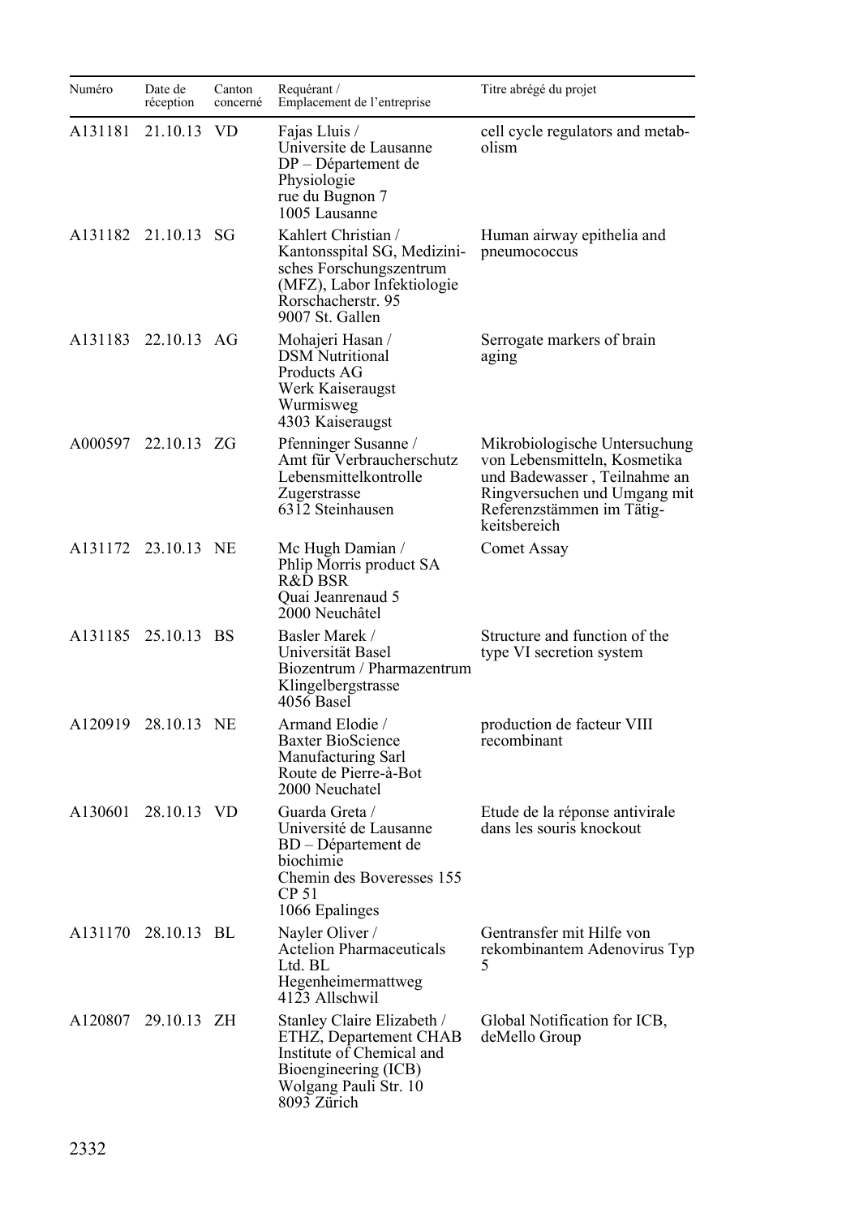| Numéro | Date de réception | Canton concerné | Requérant / Emplacement de l'entreprise | Titre abrégé du projet |
|---|---|---|---|---|
| A131181 | 21.10.13 | VD | Fajas Lluis / Universite de Lausanne DP – Département de Physiologie rue du Bugnon 7 1005 Lausanne | cell cycle regulators and metabolism |
| A131182 | 21.10.13 | SG | Kahlert Christian / Kantonsspital SG, Medizinisches Forschungszentrum (MFZ), Labor Infektiologie Rorschacherstr. 95 9007 St. Gallen | Human airway epithelia and pneumococcus |
| A131183 | 22.10.13 | AG | Mohajeri Hasan / DSM Nutritional Products AG Werk Kaiseraugst Wurmisweg 4303 Kaiseraugst | Serrogate markers of brain aging |
| A000597 | 22.10.13 | ZG | Pfenninger Susanne / Amt für Verbraucherschutz Lebensmittelkontrolle Zugerstrasse 6312 Steinhausen | Mikrobiologische Untersuchung von Lebensmitteln, Kosmetika und Badewasser , Teilnahme an Ringversuchen und Umgang mit Referenzstämmen im Tätigkeitsbereich |
| A131172 | 23.10.13 | NE | Mc Hugh Damian / Phlip Morris product SA R&D BSR Quai Jeanrenaud 5 2000 Neuchâtel | Comet Assay |
| A131185 | 25.10.13 | BS | Basler Marek / Universität Basel Biozentrum / Pharmazentrum Klingelbergstrasse 4056 Basel | Structure and function of the type VI secretion system |
| A120919 | 28.10.13 | NE | Armand Elodie / Baxter BioScience Manufacturing Sarl Route de Pierre-à-Bot 2000 Neuchatel | production de facteur VIII recombinant |
| A130601 | 28.10.13 | VD | Guarda Greta / Université de Lausanne BD – Département de biochimie Chemin des Boveresses 155 CP 51 1066 Epalinges | Etude de la réponse antivirale dans les souris knockout |
| A131170 | 28.10.13 | BL | Nayler Oliver / Actelion Pharmaceuticals Ltd. BL Hegenheimermattweg 4123 Allschwil | Gentransfer mit Hilfe von rekombinantem Adenovirus Typ 5 |
| A120807 | 29.10.13 | ZH | Stanley Claire Elizabeth / ETHZ, Departement CHAB Institute of Chemical and Bioengineering (ICB) Wolgang Pauli Str. 10 8093 Zürich | Global Notification for ICB, deMello Group |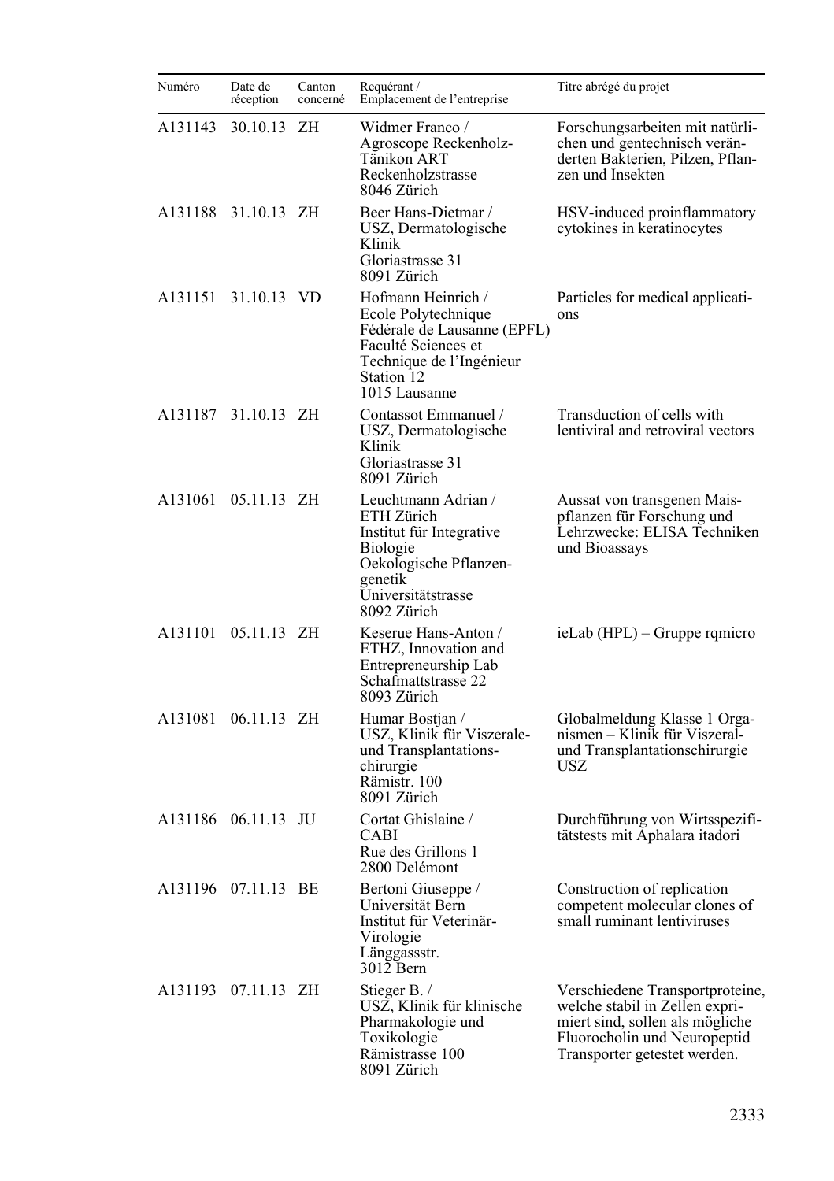| Numéro | Date de réception | Canton concerné | Requérant / Emplacement de l'entreprise | Titre abrégé du projet |
|---|---|---|---|---|
| A131143 | 30.10.13 | ZH | Widmer Franco / Agroscope Reckenholz-Tänikon ART Reckenholzstrasse 8046 Zürich | Forschungsarbeiten mit natürlichen und gentechnisch veränderten Bakterien, Pilzen, Pflanzen und Insekten |
| A131188 | 31.10.13 | ZH | Beer Hans-Dietmar / USZ, Dermatologische Klinik Gloriastrasse 31 8091 Zürich | HSV-induced proinflammatory cytokines in keratinocytes |
| A131151 | 31.10.13 | VD | Hofmann Heinrich / Ecole Polytechnique Fédérale de Lausanne (EPFL) Faculté Sciences et Technique de l'Ingénieur Station 12 1015 Lausanne | Particles for medical applications |
| A131187 | 31.10.13 | ZH | Contassot Emmanuel / USZ, Dermatologische Klinik Gloriastrasse 31 8091 Zürich | Transduction of cells with lentiviral and retroviral vectors |
| A131061 | 05.11.13 | ZH | Leuchtmann Adrian / ETH Zürich Institut für Integrative Biologie Oekologische Pflanzengenetik Universitätstrasse 8092 Zürich | Aussat von transgenen Maispflanzen für Forschung und Lehrzwecke: ELISA Techniken und Bioassays |
| A131101 | 05.11.13 | ZH | Keserue Hans-Anton / ETHZ, Innovation and Entrepreneurship Lab Schafmattstrasse 22 8093 Zürich | ieLab (HPL) – Gruppe rqmicro |
| A131081 | 06.11.13 | ZH | Humar Bostjan / USZ, Klinik für Viszerale- und Transplantations-chirurgie Rämistr. 100 8091 Zürich | Globalmeldung Klasse 1 Organismen – Klinik für Viszeral- und Transplantationschirurgie USZ |
| A131186 | 06.11.13 | JU | Cortat Ghislaine / CABI Rue des Grillons 1 2800 Delémont | Durchführung von Wirtsspezifitätstests mit Aphalara itadori |
| A131196 | 07.11.13 | BE | Bertoni Giuseppe / Universität Bern Institut für Veterinär-Virologie Länggassstr. 3012 Bern | Construction of replication competent molecular clones of small ruminant lentiviruses |
| A131193 | 07.11.13 | ZH | Stieger B. / USZ, Klinik für klinische Pharmakologie und Toxikologie Rämistrasse 100 8091 Zürich | Verschiedene Transportproteine, welche stabil in Zellen exprimiert sind, sollen als mögliche Fluorocholin und Neuropeptid Transporter getestet werden. |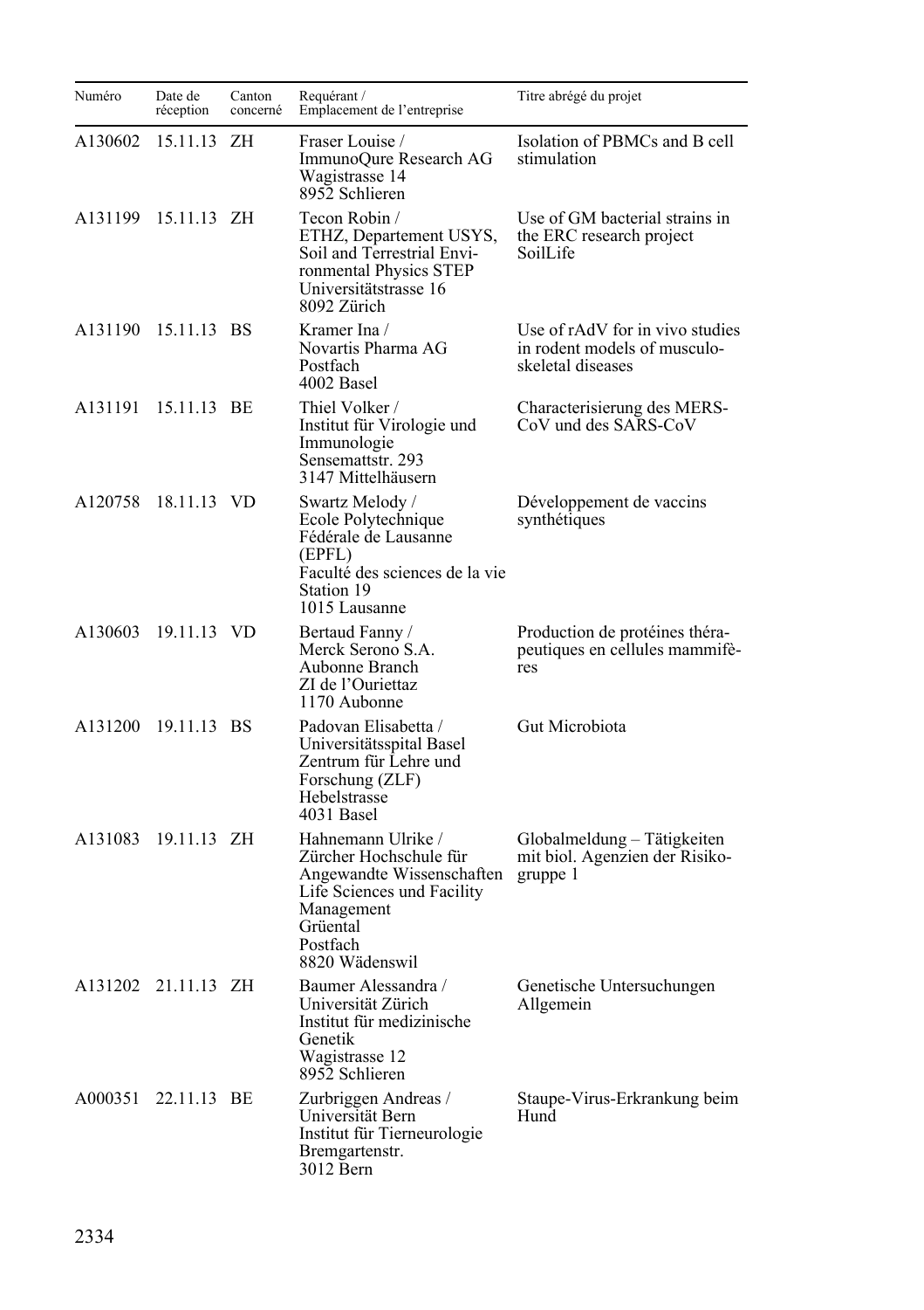| Numéro | Date de réception | Canton concerné | Requérant / Emplacement de l'entreprise | Titre abrégé du projet |
|---|---|---|---|---|
| A130602 | 15.11.13 | ZH | Fraser Louise / ImmunoQure Research AG Wagistrasse 14 8952 Schlieren | Isolation of PBMCs and B cell stimulation |
| A131199 | 15.11.13 | ZH | Tecon Robin / ETHZ, Departement USYS, Soil and Terrestrial Environmental Physics STEP Universitätstrasse 16 8092 Zürich | Use of GM bacterial strains in the ERC research project SoilLife |
| A131190 | 15.11.13 | BS | Kramer Ina / Novartis Pharma AG Postfach 4002 Basel | Use of rAdV for in vivo studies in rodent models of musculoskeletal diseases |
| A131191 | 15.11.13 | BE | Thiel Volker / Institut für Virologie und Immunologie Sensemattstr. 293 3147 Mittelhäusern | Characterisierung des MERS-CoV und des SARS-CoV |
| A120758 | 18.11.13 | VD | Swartz Melody / Ecole Polytechnique Fédérale de Lausanne (EPFL) Faculté des sciences de la vie Station 19 1015 Lausanne | Développement de vaccins synthétiques |
| A130603 | 19.11.13 | VD | Bertaud Fanny / Merck Serono S.A. Aubonne Branch ZI de l'Ouriettaz 1170 Aubonne | Production de protéines thérapeutiques en cellules mammifères |
| A131200 | 19.11.13 | BS | Padovan Elisabetta / Universitätsspital Basel Zentrum für Lehre und Forschung (ZLF) Hebelstrasse 4031 Basel | Gut Microbiota |
| A131083 | 19.11.13 | ZH | Hahnemann Ulrike / Zürcher Hochschule für Angewandte Wissenschaften Life Sciences und Facility Management Grüental Postfach 8820 Wädenswil | Globalmeldung – Tätigkeiten mit biol. Agenzien der Risikogruppe 1 |
| A131202 | 21.11.13 | ZH | Baumer Alessandra / Universität Zürich Institut für medizinische Genetik Wagistrasse 12 8952 Schlieren | Genetische Untersuchungen Allgemein |
| A000351 | 22.11.13 | BE | Zurbriggen Andreas / Universität Bern Institut für Tierneurologie Bremgartenstr. 3012 Bern | Staupe-Virus-Erkrankung beim Hund |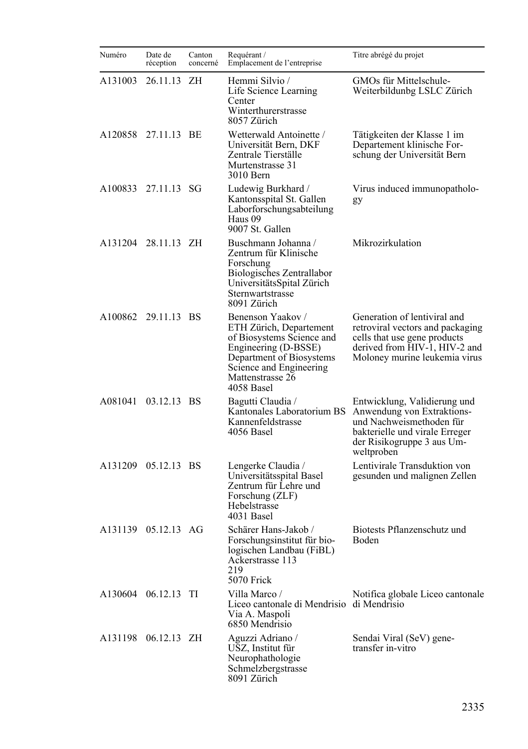| Numéro | Date de réception | Canton concerné | Requérant / Emplacement de l'entreprise | Titre abrégé du projet |
|---|---|---|---|---|
| A131003 | 26.11.13 | ZH | Hemmi Silvio / Life Science Learning Center Winterthurerstrasse 8057 Zürich | GMOs für Mittelschule-Weiterbildunbg LSLC Zürich |
| A120858 | 27.11.13 | BE | Wetterwald Antoinette / Universität Bern, DKF Zentrale Tierställe Murtenstrasse 31 3010 Bern | Tätigkeiten der Klasse 1 im Departement klinische Forschung der Universität Bern |
| A100833 | 27.11.13 | SG | Ludewig Burkhard / Kantonsspital St. Gallen Laborforschungsabteilung Haus 09 9007 St. Gallen | Virus induced immunopathology |
| A131204 | 28.11.13 | ZH | Buschmann Johanna / Zentrum für Klinische Forschung Biologisches Zentrallabor UniversitätsSpital Zürich Sternwartstrasse 8091 Zürich | Mikrozirkulation |
| A100862 | 29.11.13 | BS | Benenson Yaakov / ETH Zürich, Departement of Biosystems Science and Engineering (D-BSSE) Department of Biosystems Science and Engineering Mattenstrasse 26 4058 Basel | Generation of lentiviral and retroviral vectors and packaging cells that use gene products derived from HIV-1, HIV-2 and Moloney murine leukemia virus |
| A081041 | 03.12.13 | BS | Bagutti Claudia / Kantonales Laboratorium BS Kannenfeldstrasse 4056 Basel | Entwicklung, Validierung und Anwendung von Extraktions- und Nachweismethoden für bakterielle und virale Erreger der Risikogruppe 3 aus Umweltproben |
| A131209 | 05.12.13 | BS | Lengerke Claudia / Universitätsspital Basel Zentrum für Lehre und Forschung (ZLF) Hebelstrasse 4031 Basel | Lentivirale Transduktion von gesunden und malignen Zellen |
| A131139 | 05.12.13 | AG | Schärer Hans-Jakob / Forschungsinstitut für biologischen Landbau (FiBL) Ackerstrasse 113 219 5070 Frick | Biotests Pflanzenschutz und Boden |
| A130604 | 06.12.13 | TI | Villa Marco / Liceo cantonale di Mendrisio Via A. Maspoli 6850 Mendrisio | Notifica globale Liceo cantonale di Mendrisio |
| A131198 | 06.12.13 | ZH | Aguzzi Adriano / USZ, Institut für Neurophathologie Schmelzbergstrasse 8091 Zürich | Sendai Viral (SeV) gene-transfer in-vitro |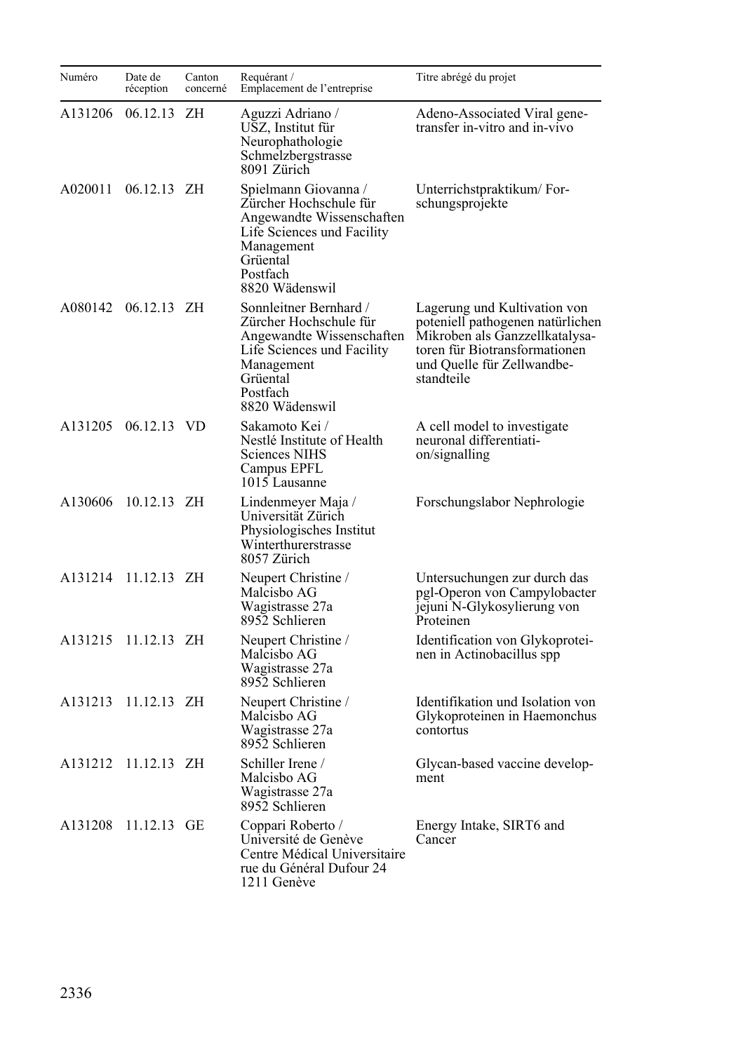| Numéro | Date de réception | Canton concerné | Requérant / Emplacement de l'entreprise | Titre abrégé du projet |
|---|---|---|---|---|
| A131206 | 06.12.13 | ZH | Aguzzi Adriano / USZ, Institut für Neurophathologie Schmelzbergstrasse 8091 Zürich | Adeno-Associated Viral gene-transfer in-vitro and in-vivo |
| A020011 | 06.12.13 | ZH | Spielmann Giovanna / Zürcher Hochschule für Angewandte Wissenschaften Life Sciences und Facility Management Grüental Postfach 8820 Wädenswil | Unterrichtspraktikum/ Forschungsprojekte |
| A080142 | 06.12.13 | ZH | Sonnleitner Bernhard / Zürcher Hochschule für Angewandte Wissenschaften Life Sciences und Facility Management Grüental Postfach 8820 Wädenswil | Lagerung und Kultivation von poteniell pathogenen natürlichen Mikroben als Ganzzellkatalysatoren für Biotransformationen und Quelle für Zellwandbestandteile |
| A131205 | 06.12.13 | VD | Sakamoto Kei / Nestlé Institute of Health Sciences NIHS Campus EPFL 1015 Lausanne | A cell model to investigate neuronal differentiation/signalling |
| A130606 | 10.12.13 | ZH | Lindenmeyer Maja / Universität Zürich Physiologisches Institut Winterthurerstrasse 8057 Zürich | Forschungslabor Nephrologie |
| A131214 | 11.12.13 | ZH | Neupert Christine / Malcisbo AG Wagistrasse 27a 8952 Schlieren | Untersuchungen zur durch das pgl-Operon von Campylobacter jejuni N-Glykosylierung von Proteinen |
| A131215 | 11.12.13 | ZH | Neupert Christine / Malcisbo AG Wagistrasse 27a 8952 Schlieren | Identification von Glykoproteinen in Actinobacillus spp |
| A131213 | 11.12.13 | ZH | Neupert Christine / Malcisbo AG Wagistrasse 27a 8952 Schlieren | Identifikation und Isolation von Glykoproteinen in Haemonchus contortus |
| A131212 | 11.12.13 | ZH | Schiller Irene / Malcisbo AG Wagistrasse 27a 8952 Schlieren | Glycan-based vaccine development |
| A131208 | 11.12.13 | GE | Coppari Roberto / Université de Genève Centre Médical Universitaire rue du Général Dufour 24 1211 Genève | Energy Intake, SIRT6 and Cancer |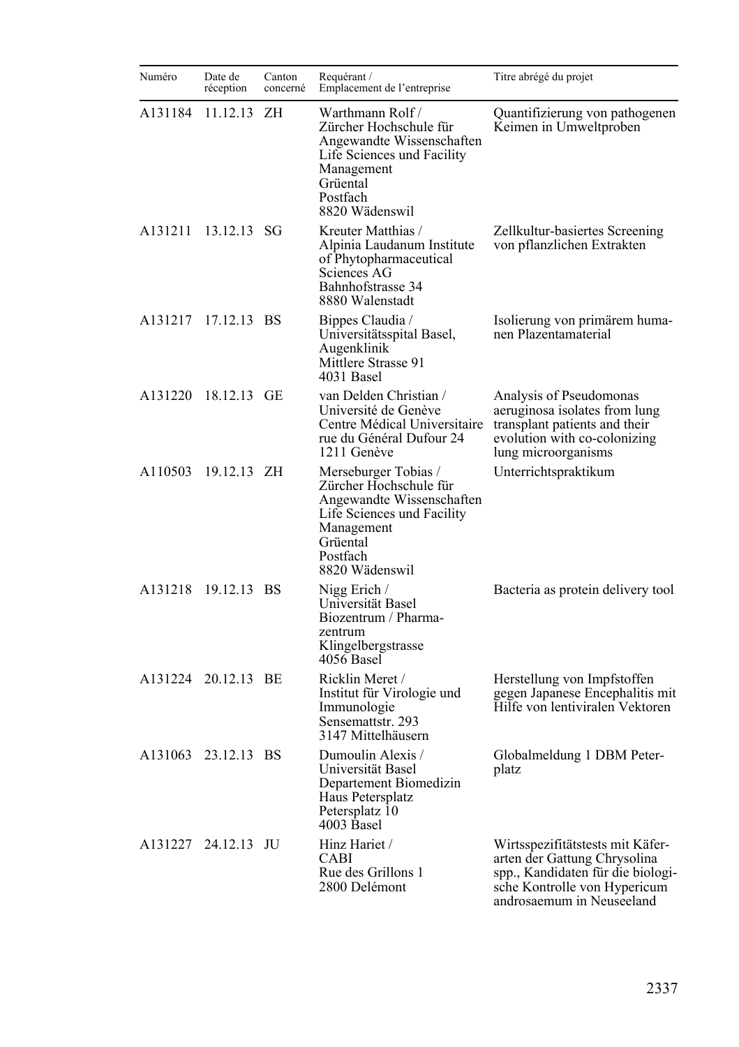| Numéro | Date de réception | Canton concerné | Requérant / Emplacement de l'entreprise | Titre abrégé du projet |
|---|---|---|---|---|
| A131184 | 11.12.13 | ZH | Warthmann Rolf / Zürcher Hochschule für Angewandte Wissenschaften Life Sciences und Facility Management Grüental Postfach 8820 Wädenswil | Quantifizierung von pathogenen Keimen in Umweltproben |
| A131211 | 13.12.13 | SG | Kreuter Matthias / Alpinia Laudanum Institute of Phytopharmaceutical Sciences AG Bahnhofstrasse 34 8880 Walenstadt | Zellkultur-basiertes Screening von pflanzlichen Extrakten |
| A131217 | 17.12.13 | BS | Bippes Claudia / Universitätsspital Basel, Augenklinik Mittlere Strasse 91 4031 Basel | Isolierung von primärem humanen Plazentamaterial |
| A131220 | 18.12.13 | GE | van Delden Christian / Université de Genève Centre Médical Universitaire rue du Général Dufour 24 1211 Genève | Analysis of Pseudomonas aeruginosa isolates from lung transplant patients and their evolution with co-colonizing lung microorganisms |
| A110503 | 19.12.13 | ZH | Merseburger Tobias / Zürcher Hochschule für Angewandte Wissenschaften Life Sciences und Facility Management Grüental Postfach 8820 Wädenswil | Unterrichtspraktikum |
| A131218 | 19.12.13 | BS | Nigg Erich / Universität Basel Biozentrum / Pharmazentrum Klingelbergstrasse 4056 Basel | Bacteria as protein delivery tool |
| A131224 | 20.12.13 | BE | Ricklin Meret / Institut für Virologie und Immunologie Sensemattstr. 293 3147 Mittelhäusern | Herstellung von Impfstoffen gegen Japanese Encephalitis mit Hilfe von lentiviralen Vektoren |
| A131063 | 23.12.13 | BS | Dumoulin Alexis / Universität Basel Departement Biomedizin Haus Petersplatz Petersplatz 10 4003 Basel | Globalmeldung 1 DBM Petersplatz |
| A131227 | 24.12.13 | JU | Hinz Hariet / CABI Rue des Grillons 1 2800 Delémont | Wirtsspezifitätstests mit Käferarten der Gattung Chrysolina spp., Kandidaten für die biologische Kontrolle von Hypericum androsaemum in Neuseeland |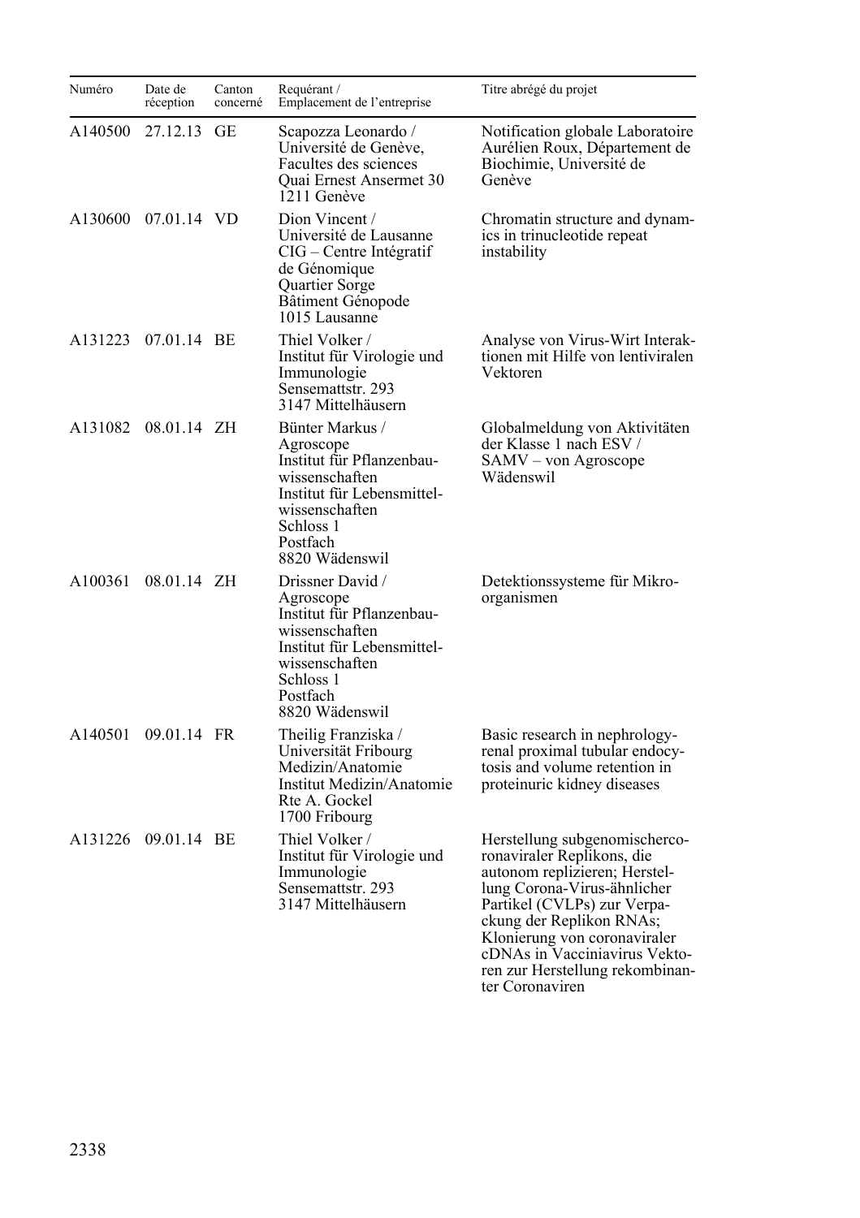| Numéro | Date de réception | Canton concerné | Requérant / Emplacement de l'entreprise | Titre abrégé du projet |
|---|---|---|---|---|
| A140500 | 27.12.13 | GE | Scapozza Leonardo / Université de Genève, Facultes des sciences Quai Ernest Ansermet 30 1211 Genève | Notification globale Laboratoire Aurélien Roux, Département de Biochimie, Université de Genève |
| A130600 | 07.01.14 | VD | Dion Vincent / Université de Lausanne CIG – Centre Intégratif de Génomique Quartier Sorge Bâtiment Génopode 1015 Lausanne | Chromatin structure and dynamics in trinucleotide repeat instability |
| A131223 | 07.01.14 | BE | Thiel Volker / Institut für Virologie und Immunologie Sensemattstr. 293 3147 Mittelhäusern | Analyse von Virus-Wirt Interaktionen mit Hilfe von lentiviralen Vektoren |
| A131082 | 08.01.14 | ZH | Bünter Markus / Agroscope Institut für Pflanzenbauwissenschaften Institut für Lebensmittelwissenschaften Schloss 1 Postfach 8820 Wädenswil | Globalmeldung von Aktivitäten der Klasse 1 nach ESV / SAMV – von Agroscope Wädenswil |
| A100361 | 08.01.14 | ZH | Drissner David / Agroscope Institut für Pflanzenbauwissenschaften Institut für Lebensmittelwissenschaften Schloss 1 Postfach 8820 Wädenswil | Detektionssysteme für Mikroorganismen |
| A140501 | 09.01.14 | FR | Theilig Franziska / Universität Fribourg Medizin/Anatomie Institut Medizin/Anatomie Rte A. Gockel 1700 Fribourg | Basic research in nephrology-renal proximal tubular endocytosis and volume retention in proteinuric kidney diseases |
| A131226 | 09.01.14 | BE | Thiel Volker / Institut für Virologie und Immunologie Sensemattstr. 293 3147 Mittelhäusern | Herstellung subgenomischercoronaviraler Replikons, die autonom replizieren; Herstellung Corona-Virus-ähnlicher Partikel (CVLPs) zur Verpackung der Replikon RNAs; Klonierung von coronaviraler cDNAs in Vacciniavirus Vektoren zur Herstellung rekombinanter Coronaviren |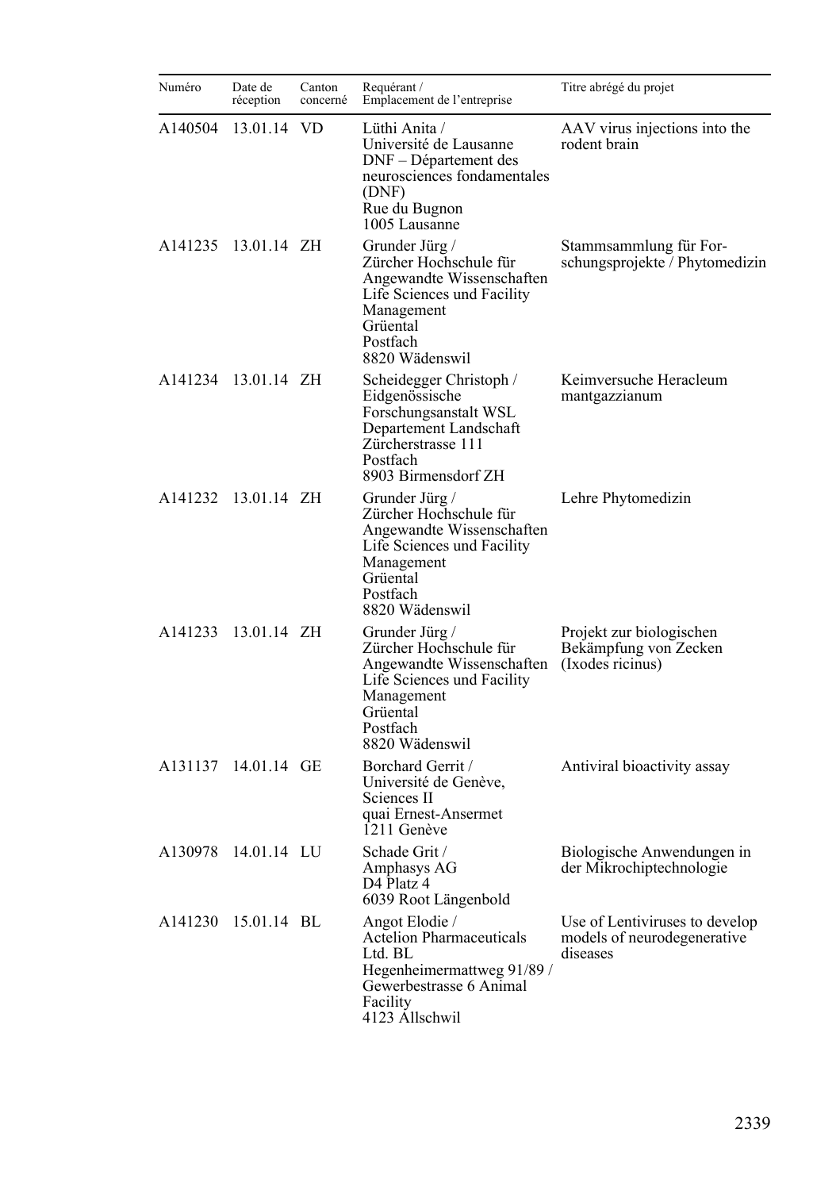| Numéro | Date de réception | Canton concerné | Requérant / Emplacement de l'entreprise | Titre abrégé du projet |
|---|---|---|---|---|
| A140504 | 13.01.14 | VD | Lüthi Anita / Université de Lausanne DNF – Département des neurosciences fondamentales (DNF) Rue du Bugnon 1005 Lausanne | AAV virus injections into the rodent brain |
| A141235 | 13.01.14 | ZH | Grunder Jürg / Zürcher Hochschule für Angewandte Wissenschaften Life Sciences und Facility Management Grüental Postfach 8820 Wädenswil | Stammsammlung für Forschungsprojekte / Phytomedizin |
| A141234 | 13.01.14 | ZH | Scheidegger Christoph / Eidgenössische Forschungsanstalt WSL Departement Landschaft Zürcherstrasse 111 Postfach 8903 Birmensdorf ZH | Keimversuche Heracleum mantgazzianum |
| A141232 | 13.01.14 | ZH | Grunder Jürg / Zürcher Hochschule für Angewandte Wissenschaften Life Sciences und Facility Management Grüental Postfach 8820 Wädenswil | Lehre Phytomedizin |
| A141233 | 13.01.14 | ZH | Grunder Jürg / Zürcher Hochschule für Angewandte Wissenschaften Life Sciences und Facility Management Grüental Postfach 8820 Wädenswil | Projekt zur biologischen Bekämpfung von Zecken (Ixodes ricinus) |
| A131137 | 14.01.14 | GE | Borchard Gerrit / Université de Genève, Sciences II quai Ernest-Ansermet 1211 Genève | Antiviral bioactivity assay |
| A130978 | 14.01.14 | LU | Schade Grit / Amphasys AG D4 Platz 4 6039 Root Längenbold | Biologische Anwendungen in der Mikrochiptechnologie |
| A141230 | 15.01.14 | BL | Angot Elodie / Actelion Pharmaceuticals Ltd. BL Hegenheimermattweg 91/89 / Gewerbestrasse 6 Animal Facility 4123 Allschwil | Use of Lentiviruses to develop models of neurodegenerative diseases |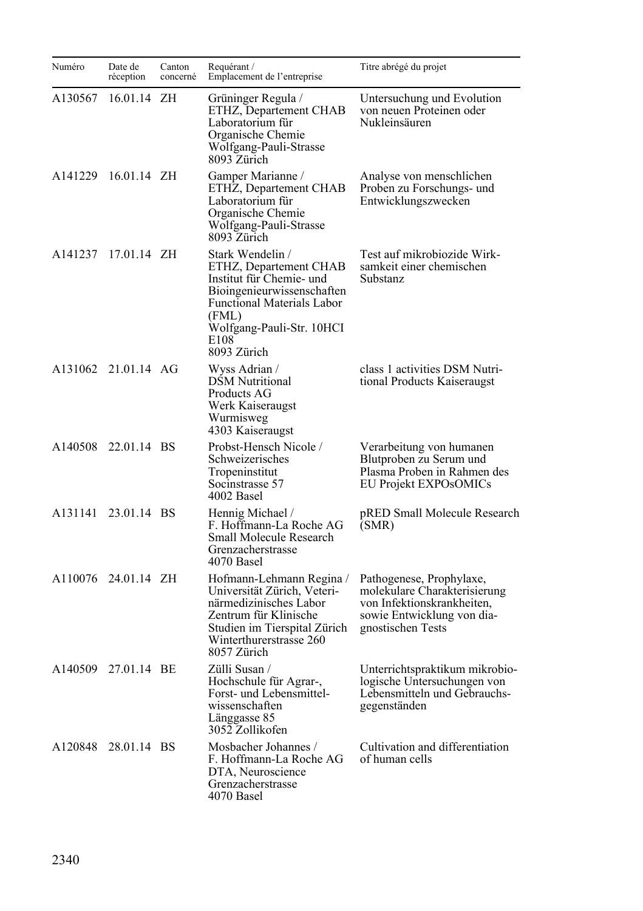| Numéro | Date de réception | Canton concerné | Requérant / Emplacement de l'entreprise | Titre abrégé du projet |
|---|---|---|---|---|
| A130567 | 16.01.14 | ZH | Grüninger Regula / ETHZ, Departement CHAB Laboratorium für Organische Chemie Wolfgang-Pauli-Strasse 8093 Zürich | Untersuchung und Evolution von neuen Proteinen oder Nukleinsäuren |
| A141229 | 16.01.14 | ZH | Gamper Marianne / ETHZ, Departement CHAB Laboratorium für Organische Chemie Wolfgang-Pauli-Strasse 8093 Zürich | Analyse von menschlichen Proben zu Forschungs- und Entwicklungszwecken |
| A141237 | 17.01.14 | ZH | Stark Wendelin / ETHZ, Departement CHAB Institut für Chemie- und Bioingenieurwissenschaften Functional Materials Labor (FML) Wolfgang-Pauli-Str. 10HCI E108 8093 Zürich | Test auf mikrobiozide Wirksamkeit einer chemischen Substanz |
| A131062 | 21.01.14 | AG | Wyss Adrian / DSM Nutritional Products AG Werk Kaiseraugst Wurmisweg 4303 Kaiseraugst | class 1 activities DSM Nutritional Products Kaiseraugst |
| A140508 | 22.01.14 | BS | Probst-Hensch Nicole / Schweizerisches Tropeninstitut Socinstrasse 57 4002 Basel | Verarbeitung von humanen Blutproben zu Serum und Plasma Proben in Rahmen des EU Projekt EXPOsOMICs |
| A131141 | 23.01.14 | BS | Hennig Michael / F. Hoffmann-La Roche AG Small Molecule Research Grenzacherstrasse 4070 Basel | pRED Small Molecule Research (SMR) |
| A110076 | 24.01.14 | ZH | Hofmann-Lehmann Regina / Universität Zürich, Veterinärmedizinisches Labor Zentrum für Klinische Studien im Tierspital Zürich Winterthurerstrasse 260 8057 Zürich | Pathogenese, Prophylaxe, molekulare Charakterisierung von Infektionskrankheiten, sowie Entwicklung von diagnostischen Tests |
| A140509 | 27.01.14 | BE | Zülli Susan / Hochschule für Agrar-, Forst- und Lebensmittelwissenschaften Länggasse 85 3052 Zollikofen | Unterrichtspraktikum mikrobiologische Untersuchungen von Lebensmitteln und Gebrauchsgegenständen |
| A120848 | 28.01.14 | BS | Mosbacher Johannes / F. Hoffmann-La Roche AG DTA, Neuroscience Grenzacherstrasse 4070 Basel | Cultivation and differentiation of human cells |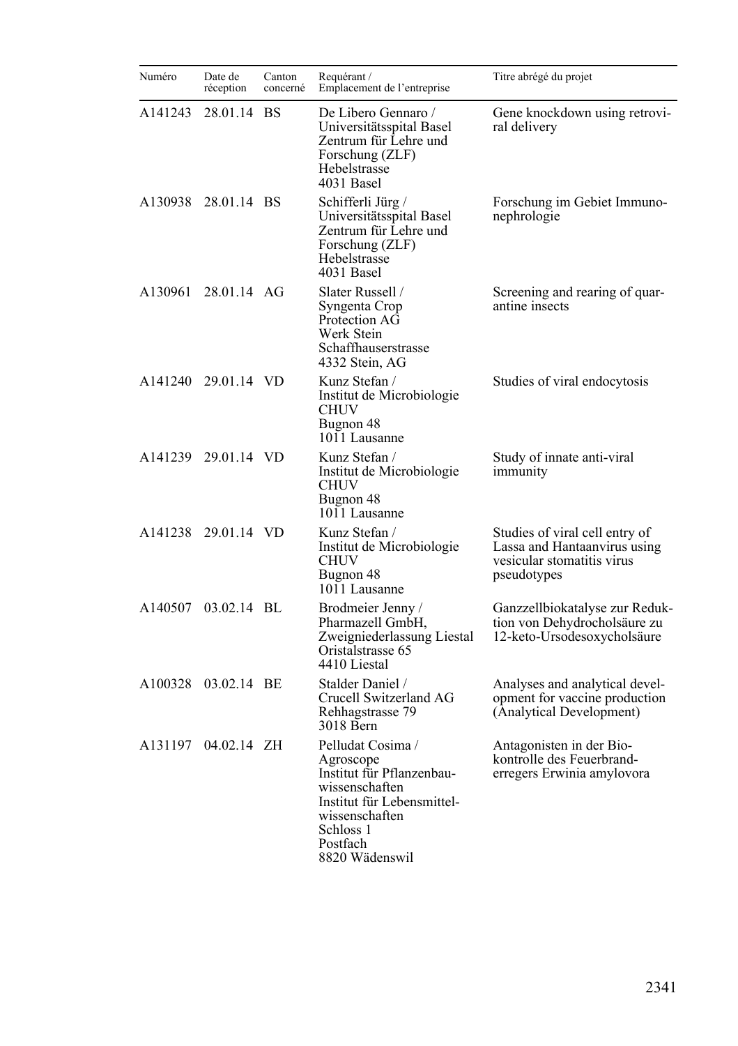| Numéro | Date de réception | Canton concerné | Requérant / Emplacement de l'entreprise | Titre abrégé du projet |
|---|---|---|---|---|
| A141243 | 28.01.14 | BS | De Libero Gennaro / Universitätsspital Basel Zentrum für Lehre und Forschung (ZLF) Hebelstrasse 4031 Basel | Gene knockdown using retroviral delivery |
| A130938 | 28.01.14 | BS | Schifferli Jürg / Universitätsspital Basel Zentrum für Lehre und Forschung (ZLF) Hebelstrasse 4031 Basel | Forschung im Gebiet Immunonephrologie |
| A130961 | 28.01.14 | AG | Slater Russell / Syngenta Crop Protection AG Werk Stein Schaffhauserstrasse 4332 Stein, AG | Screening and rearing of quarantine insects |
| A141240 | 29.01.14 | VD | Kunz Stefan / Institut de Microbiologie CHUV Bugnon 48 1011 Lausanne | Studies of viral endocytosis |
| A141239 | 29.01.14 | VD | Kunz Stefan / Institut de Microbiologie CHUV Bugnon 48 1011 Lausanne | Study of innate anti-viral immunity |
| A141238 | 29.01.14 | VD | Kunz Stefan / Institut de Microbiologie CHUV Bugnon 48 1011 Lausanne | Studies of viral cell entry of Lassa and Hantaanvirus using vesicular stomatitis virus pseudotypes |
| A140507 | 03.02.14 | BL | Brodmeier Jenny / Pharmazell GmbH, Zweigniederlassung Liestal Oristalstrasse 65 4410 Liestal | Ganzzellbiokatalyse zur Reduktion von Dehydrocholsäure zu 12-keto-Ursodesoxycholsäure |
| A100328 | 03.02.14 | BE | Stalder Daniel / Crucell Switzerland AG Rehhagstrasse 79 3018 Bern | Analyses and analytical development for vaccine production (Analytical Development) |
| A131197 | 04.02.14 | ZH | Pelludat Cosima / Agroscope Institut für Pflanzenbauwissenschaften Institut für Lebensmittelwissenschaften Schloss 1 Postfach 8820 Wädenswil | Antagonisten in der Biokontrolle des Feuerbranderregers Erwinia amylovora |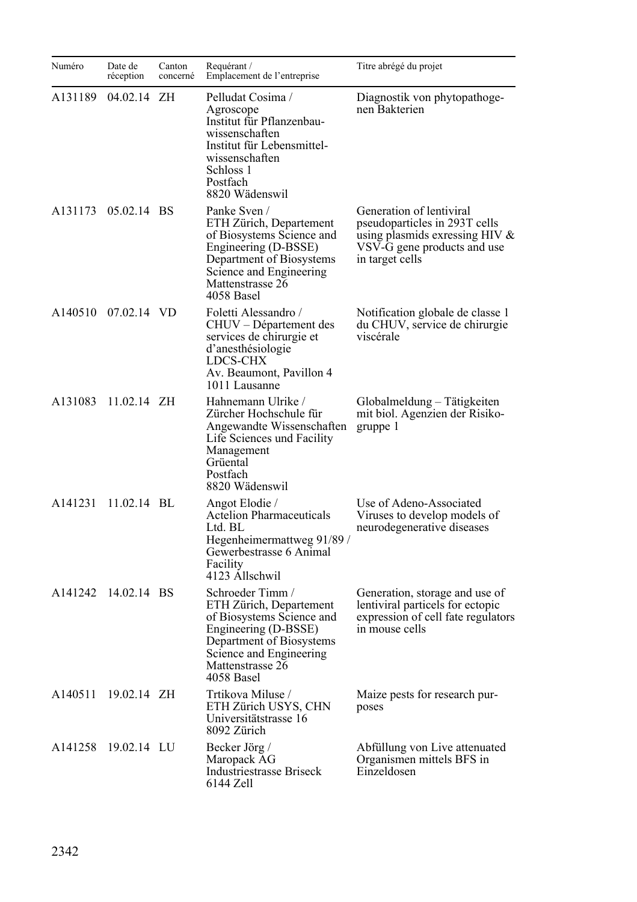| Numéro | Date de réception | Canton concerné | Requérant / Emplacement de l'entreprise | Titre abrégé du projet |
|---|---|---|---|---|
| A131189 | 04.02.14 | ZH | Pelludat Cosima / Agroscope Institut für Pflanzenbau­wissenschaften Institut für Lebensmittel­wissenschaften Schloss 1 Postfach 8820 Wädenswil | Diagnostik von phytopathoge­nen Bakterien |
| A131173 | 05.02.14 | BS | Panke Sven / ETH Zürich, Departement of Biosystems Science and Engineering (D-BSSE) Department of Biosystems Science and Engineering Mattenstrasse 26 4058 Basel | Generation of lentiviral pseudoparticles in 293T cells using plasmids exressing HIV & VSV-G gene products and use in target cells |
| A140510 | 07.02.14 | VD | Foletti Alessandro / CHUV – Département des services de chirurgie et d'anesthésiologie LDCS-CHX Av. Beaumont, Pavillon 4 1011 Lausanne | Notification globale de classe 1 du CHUV, service de chirurgie viscérale |
| A131083 | 11.02.14 | ZH | Hahnemann Ulrike / Zürcher Hochschule für Angewandte Wissenschaften Life Sciences und Facility Management Grüental Postfach 8820 Wädenswil | Globalmeldung – Tätigkeiten mit biol. Agenzien der Risiko­gruppe 1 |
| A141231 | 11.02.14 | BL | Angot Elodie / Actelion Pharmaceuticals Ltd. BL Hegenheimermattweg 91/89 / Gewerbestrasse 6 Animal Facility 4123 Allschwil | Use of Adeno-Associated Viruses to develop models of neurodegenerative diseases |
| A141242 | 14.02.14 | BS | Schroeder Timm / ETH Zürich, Departement of Biosystems Science and Engineering (D-BSSE) Department of Biosystems Science and Engineering Mattenstrasse 26 4058 Basel | Generation, storage and use of lentiviral particels for ectopic expression of cell fate regulators in mouse cells |
| A140511 | 19.02.14 | ZH | Trtikova Miluse / ETH Zürich USYS, CHN Universitätstrasse 16 8092 Zürich | Maize pests for research pur­poses |
| A141258 | 19.02.14 | LU | Becker Jörg / Maropack AG Industriestrasse Briseck 6144 Zell | Abfüllung von Live attenuated Organismen mittels BFS in Einzeldosen |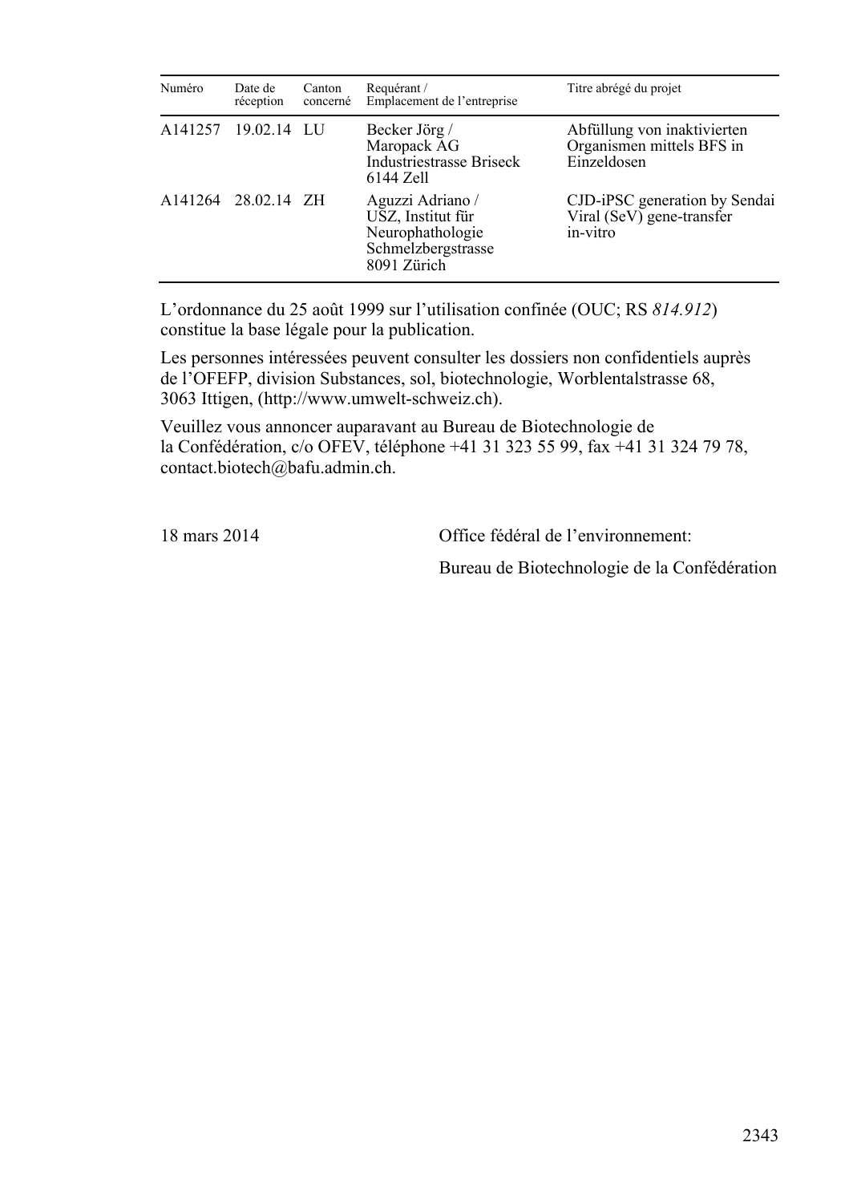| Numéro | Date de réception | Canton concerné | Requérant / Emplacement de l'entreprise | Titre abrégé du projet |
|---|---|---|---|---|
| A141257 | 19.02.14 | LU | Becker Jörg / Maropack AG Industriestrasse Briseck 6144 Zell | Abfüllung von inaktivierten Organismen mittels BFS in Einzeldosen |
| A141264 | 28.02.14 | ZH | Aguzzi Adriano / USZ, Institut für Neurophathologie Schmelzbergstrasse 8091 Zürich | CJD-iPSC generation by Sendai Viral (SeV) gene-transfer in-vitro |

L'ordonnance du 25 août 1999 sur l'utilisation confinée (OUC; RS *814.912*) constitue la base légale pour la publication.

Les personnes intéressées peuvent consulter les dossiers non confidentiels auprès de l'OFEFP, division Substances, sol, biotechnologie, Worblentalstrasse 68, 3063 Ittigen, (http://www.umwelt-schweiz.ch).

Veuillez vous annoncer auparavant au Bureau de Biotechnologie de la Confédération, c/o OFEV, téléphone +41 31 323 55 99, fax +41 31 324 79 78, contact.biotech@bafu.admin.ch.

18 mars 2014

Office fédéral de l'environnement:

Bureau de Biotechnologie de la Confédération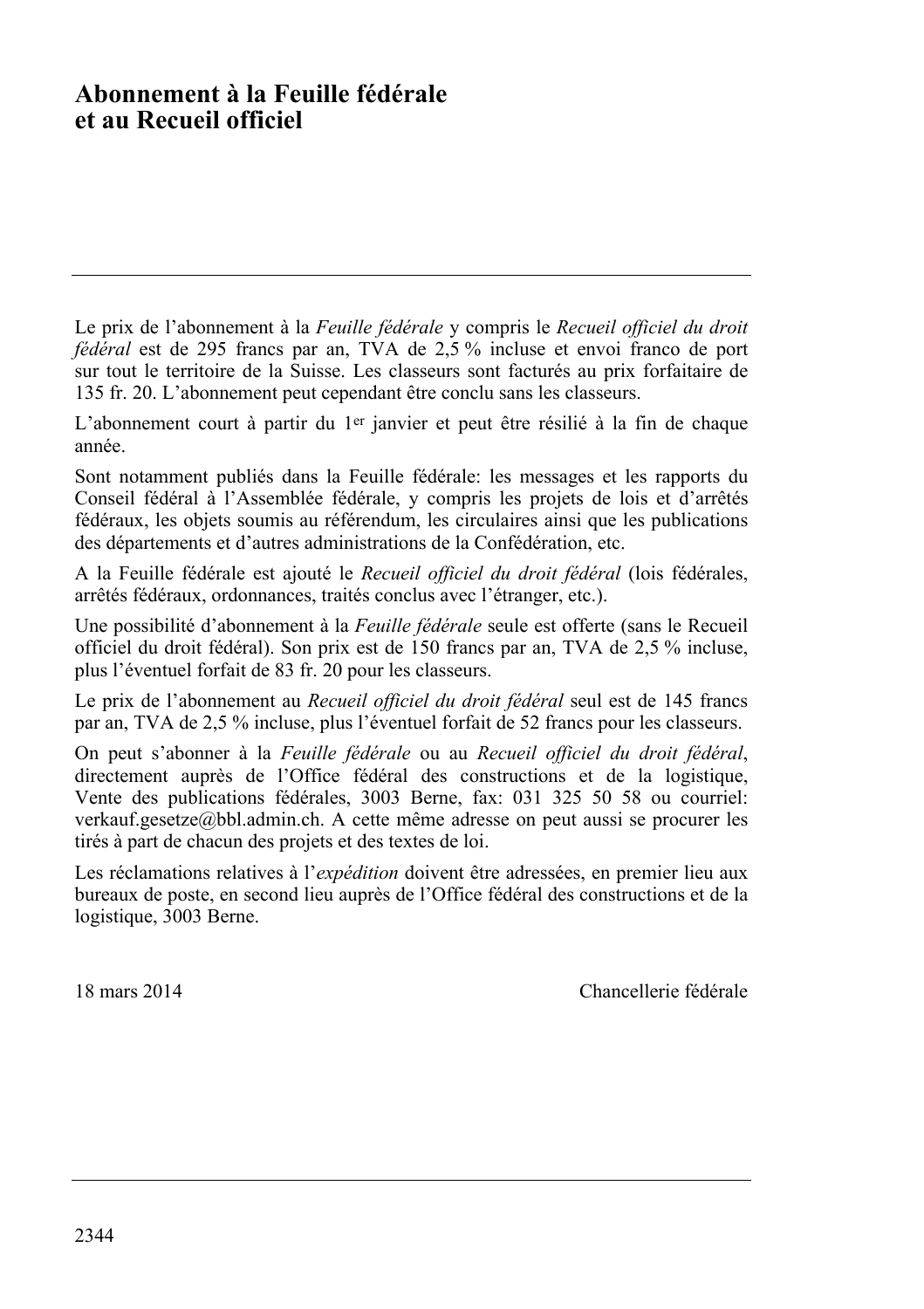# Abonnement à la Feuille fédérale et au Recueil officiel

Le prix de l’abonnement à la *Feuille fédérale* y compris le *Recueil officiel du droit fédéral* est de 295 francs par an, TVA de 2,5 % incluse et envoi franco de port sur tout le territoire de la Suisse. Les classeurs sont facturés au prix forfaitaire de 135 fr. 20. L’abonnement peut cependant être conclu sans les classeurs.

L’abonnement court à partir du 1er janvier et peut être résilié à la fin de chaque année.

Sont notamment publiés dans la Feuille fédérale: les messages et les rapports du Conseil fédéral à l’Assemblée fédérale, y compris les projets de lois et d’arrêtés fédéraux, les objets soumis au référendum, les circulaires ainsi que les publications des départements et d’autres administrations de la Confédération, etc.

A la Feuille fédérale est ajouté le *Recueil officiel du droit fédéral* (lois fédérales, arrêtés fédéraux, ordonnances, traités conclus avec l’étranger, etc.).

Une possibilité d’abonnement à la *Feuille fédérale* seule est offerte (sans le Recueil officiel du droit fédéral). Son prix est de 150 francs par an, TVA de 2,5 % incluse, plus l’éventuel forfait de 83 fr. 20 pour les classeurs.

Le prix de l’abonnement au *Recueil officiel du droit fédéral* seul est de 145 francs par an, TVA de 2,5 % incluse, plus l’éventuel forfait de 52 francs pour les classeurs.

On peut s’abonner à la *Feuille fédérale* ou au *Recueil officiel du droit fédéral*, directement auprès de l’Office fédéral des constructions et de la logistique, Vente des publications fédérales, 3003 Berne, fax: 031 325 50 58 ou courriel: verkauf.gesetze@bbl.admin.ch. A cette même adresse on peut aussi se procurer les tirés à part de chacun des projets et des textes de loi.

Les réclamations relatives à l’*expédition* doivent être adressées, en premier lieu aux bureaux de poste, en second lieu auprès de l’Office fédéral des constructions et de la logistique, 3003 Berne.

18 mars 2014 Chancellerie fédérale